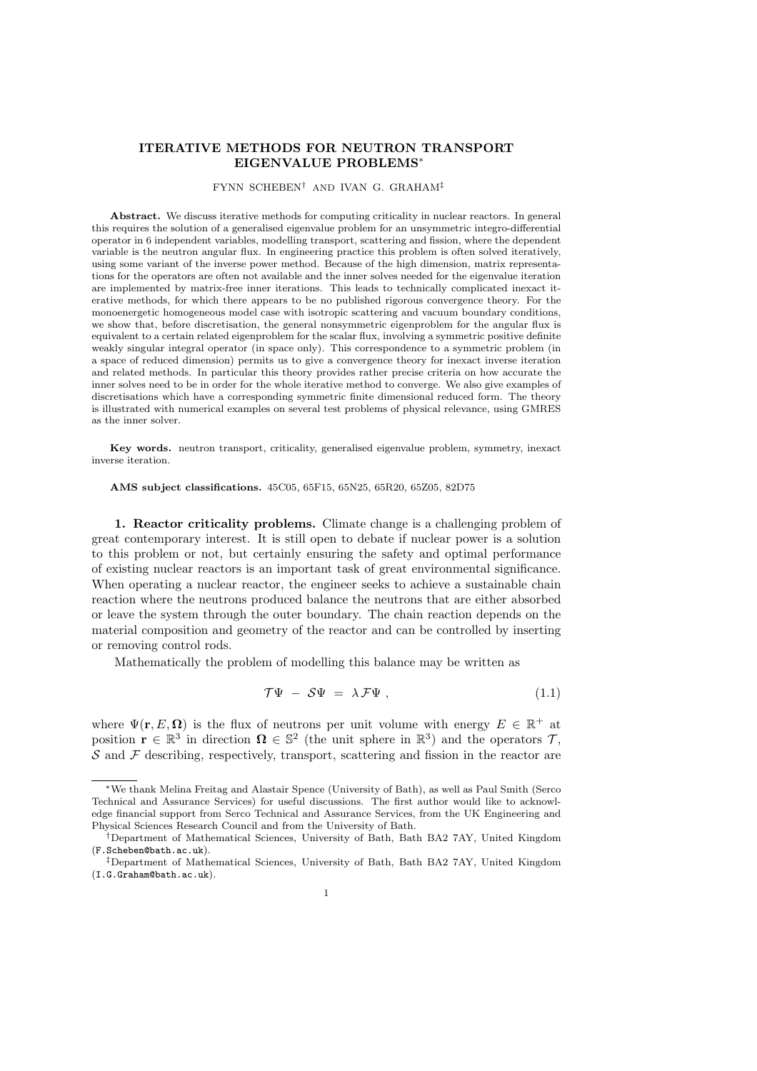# ITERATIVE METHODS FOR NEUTRON TRANSPORT EIGENVALUE PROBLEMS*

FYNN SCHEBEN† AND IVAN G. GRAHAM‡

**Abstract.** We discuss iterative methods for computing criticality in nuclear reactors. In general this requires the solution of a generalised eigenvalue problem for an unsymmetric integro-differential operator in 6 independent variables, modelling transport, scattering and fission, where the dependent variable is the neutron angular flux. In engineering practice this problem is often solved iteratively, using some variant of the inverse power method. Because of the high dimension, matrix representations for the operators are often not available and the inner solves needed for the eigenvalue iteration are implemented by matrix-free inner iterations. This leads to technically complicated inexact iterative methods, for which there appears to be no published rigorous convergence theory. For the monoenergetic homogeneous model case with isotropic scattering and vacuum boundary conditions, we show that, before discretisation, the general nonsymmetric eigenproblem for the angular flux is equivalent to a certain related eigenproblem for the scalar flux, involving a symmetric positive definite weakly singular integral operator (in space only). This correspondence to a symmetric problem (in a space of reduced dimension) permits us to give a convergence theory for inexact inverse iteration and related methods. In particular this theory provides rather precise criteria on how accurate the inner solves need to be in order for the whole iterative method to converge. We also give examples of discretisations which have a corresponding symmetric finite dimensional reduced form. The theory is illustrated with numerical examples on several test problems of physical relevance, using GMRES as the inner solver.

**Key words.** neutron transport, criticality, generalised eigenvalue problem, symmetry, inexact inverse iteration.

**AMS subject classifications.** 45C05, 65F15, 65N25, 65R20, 65Z05, 82D75

## 1. Reactor criticality problems.

Climate change is a challenging problem of great contemporary interest. It is still open to debate if nuclear power is a solution to this problem or not, but certainly ensuring the safety and optimal performance of existing nuclear reactors is an important task of great environmental significance. When operating a nuclear reactor, the engineer seeks to achieve a sustainable chain reaction where the neutrons produced balance the neutrons that are either absorbed or leave the system through the outer boundary. The chain reaction depends on the material composition and geometry of the reactor and can be controlled by inserting or removing control rods.

Mathematically the problem of modelling this balance may be written as

$$\mathcal{T}\Psi \;-\; \mathcal{S}\Psi \;=\; \lambda\,\mathcal{F}\Psi\,, \tag{1.1}$$

where $\Psi(\mathbf{r}, E, \mathbf{\Omega})$ is the flux of neutrons per unit volume with energy $E \in \mathbb{R}^+$ at position $\mathbf{r} \in \mathbb{R}^3$ in direction $\mathbf{\Omega} \in \mathbb{S}^2$ (the unit sphere in $\mathbb{R}^3$) and the operators $\mathcal{T}$, $\mathcal{S}$ and $\mathcal{F}$ describing, respectively, transport, scattering and fission in the reactor are

---

*We thank Melina Freitag and Alastair Spence (University of Bath), as well as Paul Smith (Serco Technical and Assurance Services) for useful discussions. The first author would like to acknowledge financial support from Serco Technical and Assurance Services, from the UK Engineering and Physical Sciences Research Council and from the University of Bath.

†Department of Mathematical Sciences, University of Bath, Bath BA2 7AY, United Kingdom (F.Scheben@bath.ac.uk).

‡Department of Mathematical Sciences, University of Bath, Bath BA2 7AY, United Kingdom (I.G.Graham@bath.ac.uk).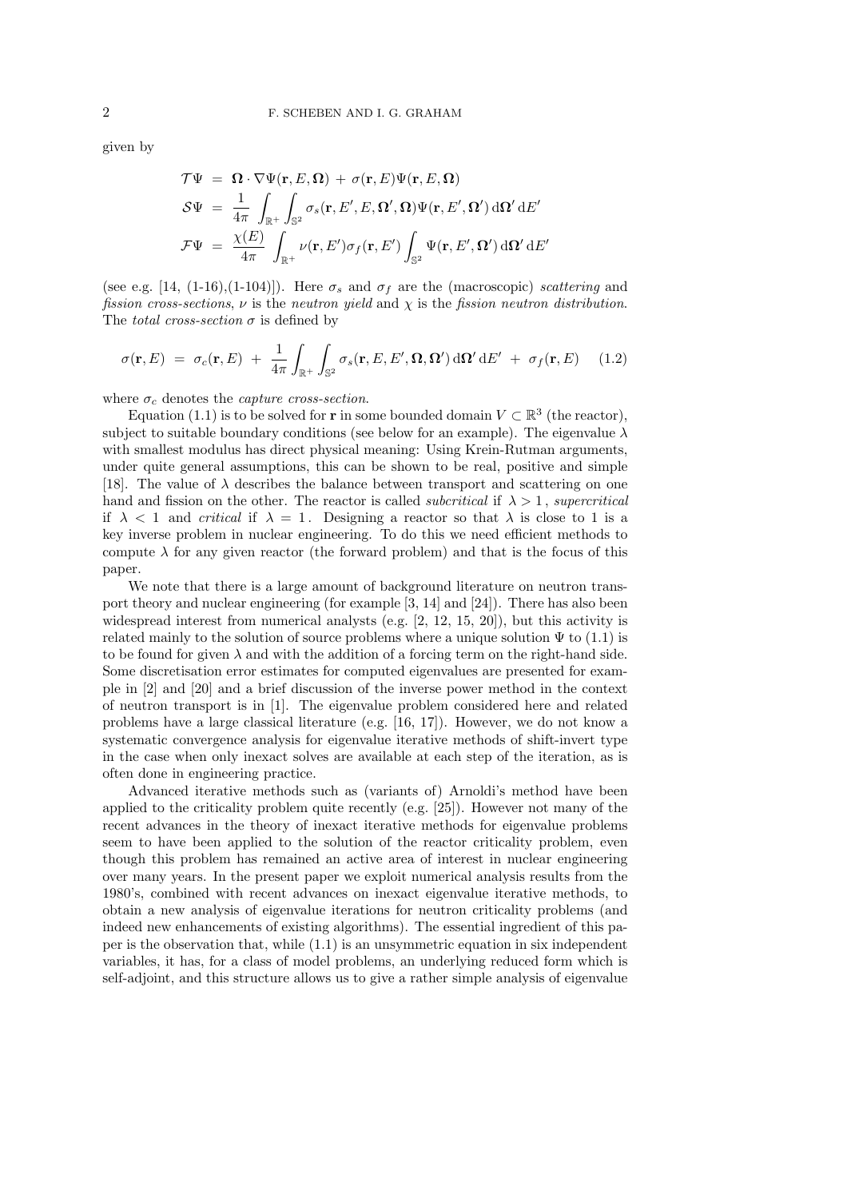given by

$$
\begin{aligned}
\mathcal{T}\Psi &= \mathbf{\Omega} \cdot \nabla \Psi(\mathbf{r}, E, \mathbf{\Omega}) + \sigma(\mathbf{r}, E)\Psi(\mathbf{r}, E, \mathbf{\Omega}) \\
\mathcal{S}\Psi &= \frac{1}{4\pi} \int_{\mathbb{R}^+} \int_{\mathbb{S}^2} \sigma_s(\mathbf{r}, E', E, \mathbf{\Omega}', \mathbf{\Omega})\Psi(\mathbf{r}, E', \mathbf{\Omega}') \, \mathrm{d}\mathbf{\Omega}' \, \mathrm{d}E' \\
\mathcal{F}\Psi &= \frac{\chi(E)}{4\pi} \int_{\mathbb{R}^+} \nu(\mathbf{r}, E')\sigma_f(\mathbf{r}, E') \int_{\mathbb{S}^2} \Psi(\mathbf{r}, E', \mathbf{\Omega}') \, \mathrm{d}\mathbf{\Omega}' \, \mathrm{d}E'
\end{aligned}
$$

(see e.g. [14, (1-16),(1-104)]). Here $\sigma_s$ and $\sigma_f$ are the (macroscopic) *scattering* and *fission cross-sections*, $\nu$ is the *neutron yield* and $\chi$ is the *fission neutron distribution*. The *total cross-section* $\sigma$ is defined by

$$
\sigma(\mathbf{r}, E) = \sigma_c(\mathbf{r}, E) + \frac{1}{4\pi} \int_{\mathbb{R}^+} \int_{\mathbb{S}^2} \sigma_s(\mathbf{r}, E, E', \mathbf{\Omega}, \mathbf{\Omega}') \, \mathrm{d}\mathbf{\Omega}' \, \mathrm{d}E' + \sigma_f(\mathbf{r}, E) \tag{1.2}
$$

where $\sigma_c$ denotes the *capture cross-section*.

Equation (1.1) is to be solved for $\mathbf{r}$ in some bounded domain $V \subset \mathbb{R}^3$ (the reactor), subject to suitable boundary conditions (see below for an example). The eigenvalue $\lambda$ with smallest modulus has direct physical meaning: Using Krein-Rutman arguments, under quite general assumptions, this can be shown to be real, positive and simple [18]. The value of $\lambda$ describes the balance between transport and scattering on one hand and fission on the other. The reactor is called *subcritical* if $\lambda > 1$, *supercritical* if $\lambda < 1$ and *critical* if $\lambda = 1$. Designing a reactor so that $\lambda$ is close to 1 is a key inverse problem in nuclear engineering. To do this we need efficient methods to compute $\lambda$ for any given reactor (the forward problem) and that is the focus of this paper.

We note that there is a large amount of background literature on neutron transport theory and nuclear engineering (for example [3, 14] and [24]). There has also been widespread interest from numerical analysts (e.g. [2, 12, 15, 20]), but this activity is related mainly to the solution of source problems where a unique solution $\Psi$ to (1.1) is to be found for given $\lambda$ and with the addition of a forcing term on the right-hand side. Some discretisation error estimates for computed eigenvalues are presented for example in [2] and [20] and a brief discussion of the inverse power method in the context of neutron transport is in [1]. The eigenvalue problem considered here and related problems have a large classical literature (e.g. [16, 17]). However, we do not know a systematic convergence analysis for eigenvalue iterative methods of shift-invert type in the case when only inexact solves are available at each step of the iteration, as is often done in engineering practice.

Advanced iterative methods such as (variants of) Arnoldi's method have been applied to the criticality problem quite recently (e.g. [25]). However not many of the recent advances in the theory of inexact iterative methods for eigenvalue problems seem to have been applied to the solution of the reactor criticality problem, even though this problem has remained an active area of interest in nuclear engineering over many years. In the present paper we exploit numerical analysis results from the 1980's, combined with recent advances on inexact eigenvalue iterative methods, to obtain a new analysis of eigenvalue iterations for neutron criticality problems (and indeed new enhancements of existing algorithms). The essential ingredient of this paper is the observation that, while (1.1) is an unsymmetric equation in six independent variables, it has, for a class of model problems, an underlying reduced form which is self-adjoint, and this structure allows us to give a rather simple analysis of eigenvalue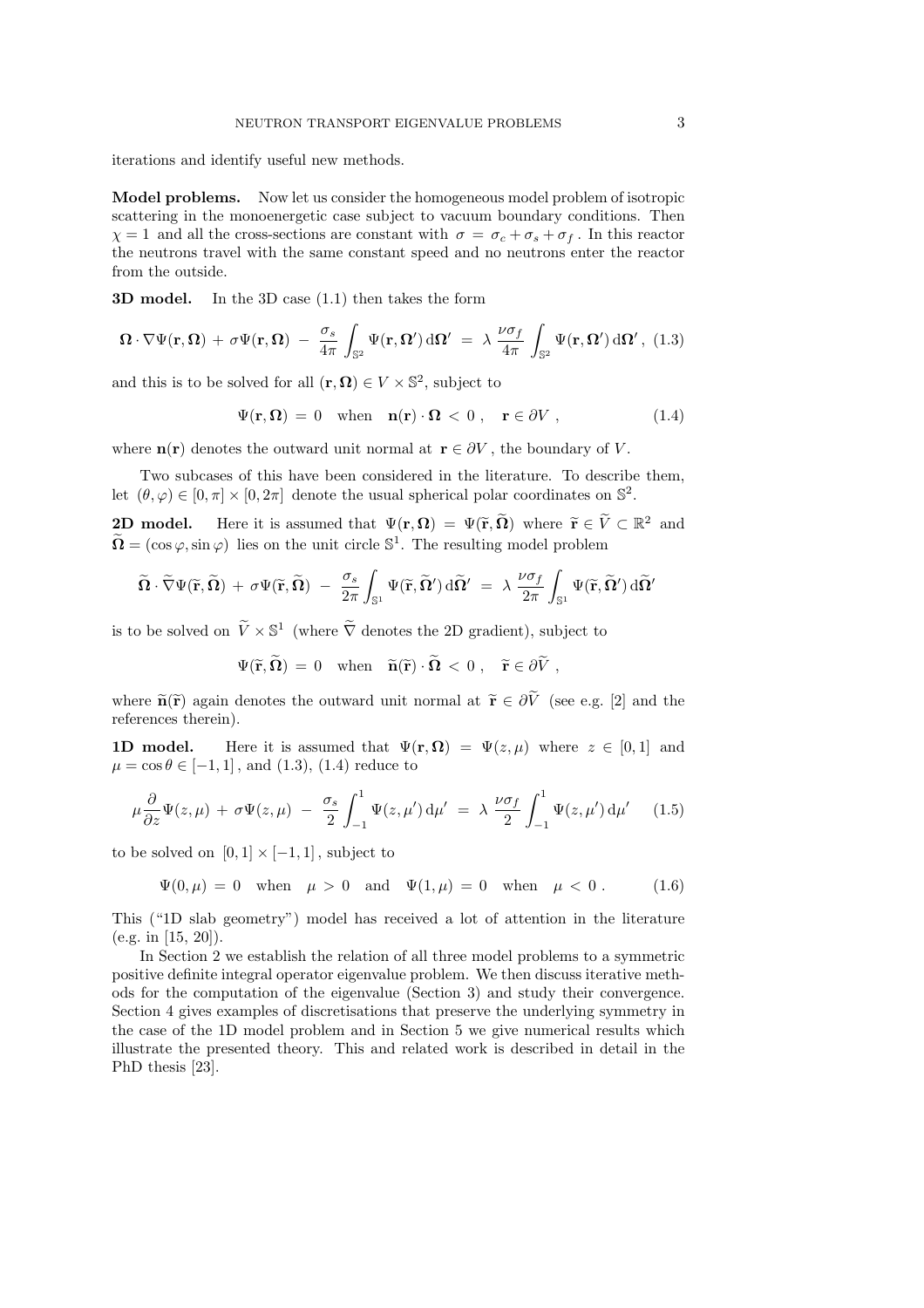iterations and identify useful new methods.

**Model problems.** Now let us consider the homogeneous model problem of isotropic scattering in the monoenergetic case subject to vacuum boundary conditions. Then $\chi = 1$ and all the cross-sections are constant with $\sigma = \sigma_c + \sigma_s + \sigma_f$. In this reactor the neutrons travel with the same constant speed and no neutrons enter the reactor from the outside.

**3D model.** In the 3D case (1.1) then takes the form

$$\mathbf{\Omega} \cdot \nabla \Psi(\mathbf{r}, \mathbf{\Omega}) + \sigma \Psi(\mathbf{r}, \mathbf{\Omega}) - \frac{\sigma_s}{4\pi} \int_{\mathbb{S}^2} \Psi(\mathbf{r}, \mathbf{\Omega}') \, \mathrm{d}\mathbf{\Omega}' = \lambda \, \frac{\nu \sigma_f}{4\pi} \int_{\mathbb{S}^2} \Psi(\mathbf{r}, \mathbf{\Omega}') \, \mathrm{d}\mathbf{\Omega}' , \quad (1.3)$$

and this is to be solved for all $(\mathbf{r}, \mathbf{\Omega}) \in V \times \mathbb{S}^2$, subject to

$$\Psi(\mathbf{r}, \mathbf{\Omega}) = 0 \quad \text{when} \quad \mathbf{n}(\mathbf{r}) \cdot \mathbf{\Omega} < 0 , \quad \mathbf{r} \in \partial V , \quad (1.4)$$

where $\mathbf{n}(\mathbf{r})$ denotes the outward unit normal at $\mathbf{r} \in \partial V$, the boundary of $V$.

Two subcases of this have been considered in the literature. To describe them, let $(\theta, \varphi) \in [0, \pi] \times [0, 2\pi]$ denote the usual spherical polar coordinates on $\mathbb{S}^2$.

**2D model.** Here it is assumed that $\Psi(\mathbf{r}, \mathbf{\Omega}) = \Psi(\widetilde{\mathbf{r}}, \widetilde{\mathbf{\Omega}})$ where $\widetilde{\mathbf{r}} \in \widetilde{V} \subset \mathbb{R}^2$ and $\widetilde{\mathbf{\Omega}} = (\cos\varphi, \sin\varphi)$ lies on the unit circle $\mathbb{S}^1$. The resulting model problem

$$\widetilde{\mathbf{\Omega}} \cdot \widetilde{\nabla} \Psi(\widetilde{\mathbf{r}}, \widetilde{\mathbf{\Omega}}) + \sigma \Psi(\widetilde{\mathbf{r}}, \widetilde{\mathbf{\Omega}}) - \frac{\sigma_s}{2\pi} \int_{\mathbb{S}^1} \Psi(\widetilde{\mathbf{r}}, \widetilde{\mathbf{\Omega}}') \, \mathrm{d}\widetilde{\mathbf{\Omega}}' = \lambda \, \frac{\nu \sigma_f}{2\pi} \int_{\mathbb{S}^1} \Psi(\widetilde{\mathbf{r}}, \widetilde{\mathbf{\Omega}}') \, \mathrm{d}\widetilde{\mathbf{\Omega}}'$$

is to be solved on $\widetilde{V} \times \mathbb{S}^1$ (where $\widetilde{\nabla}$ denotes the 2D gradient), subject to

$$\Psi(\widetilde{\mathbf{r}}, \widetilde{\mathbf{\Omega}}) = 0 \quad \text{when} \quad \widetilde{\mathbf{n}}(\widetilde{\mathbf{r}}) \cdot \widetilde{\mathbf{\Omega}} < 0 , \quad \widetilde{\mathbf{r}} \in \partial \widetilde{V} ,$$

where $\widetilde{\mathbf{n}}(\widetilde{\mathbf{r}})$ again denotes the outward unit normal at $\widetilde{\mathbf{r}} \in \partial \widetilde{V}$ (see e.g. [2] and the references therein).

**1D model.** Here it is assumed that $\Psi(\mathbf{r}, \mathbf{\Omega}) = \Psi(z, \mu)$ where $z \in [0, 1]$ and $\mu = \cos\theta \in [-1, 1]$, and (1.3), (1.4) reduce to

$$\mu \frac{\partial}{\partial z} \Psi(z, \mu) + \sigma \Psi(z, \mu) - \frac{\sigma_s}{2} \int_{-1}^{1} \Psi(z, \mu') \, \mathrm{d}\mu' = \lambda \, \frac{\nu \sigma_f}{2} \int_{-1}^{1} \Psi(z, \mu') \, \mathrm{d}\mu' \quad (1.5)$$

to be solved on $[0, 1] \times [-1, 1]$, subject to

$$\Psi(0, \mu) = 0 \quad \text{when} \quad \mu > 0 \quad \text{and} \quad \Psi(1, \mu) = 0 \quad \text{when} \quad \mu < 0 . \quad (1.6)$$

This ("1D slab geometry") model has received a lot of attention in the literature (e.g. in [15, 20]).

In Section 2 we establish the relation of all three model problems to a symmetric positive definite integral operator eigenvalue problem. We then discuss iterative methods for the computation of the eigenvalue (Section 3) and study their convergence. Section 4 gives examples of discretisations that preserve the underlying symmetry in the case of the 1D model problem and in Section 5 we give numerical results which illustrate the presented theory. This and related work is described in detail in the PhD thesis [23].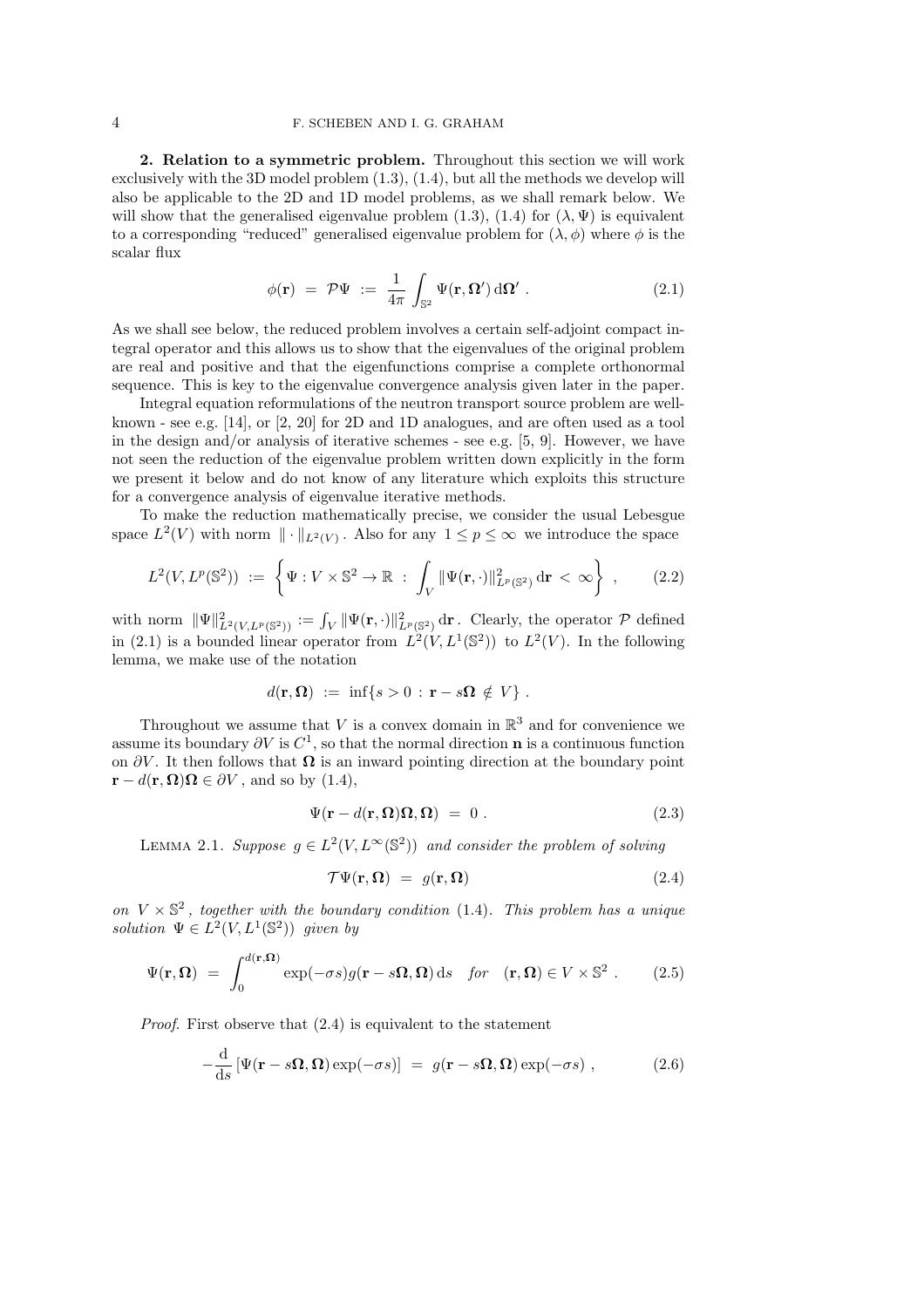**2. Relation to a symmetric problem.** Throughout this section we will work exclusively with the 3D model problem (1.3), (1.4), but all the methods we develop will also be applicable to the 2D and 1D model problems, as we shall remark below. We will show that the generalised eigenvalue problem (1.3), (1.4) for $(\lambda, \Psi)$ is equivalent to a corresponding "reduced" generalised eigenvalue problem for $(\lambda, \phi)$ where $\phi$ is the scalar flux

$$\phi(\mathbf{r}) \;=\; \mathcal{P}\Psi \;:=\; \frac{1}{4\pi}\int_{\mathbb{S}^2} \Psi(\mathbf{r},\mathbf{\Omega}')\,\mathrm{d}\mathbf{\Omega}' \;. \tag{2.1}$$

As we shall see below, the reduced problem involves a certain self-adjoint compact integral operator and this allows us to show that the eigenvalues of the original problem are real and positive and that the eigenfunctions comprise a complete orthonormal sequence. This is key to the eigenvalue convergence analysis given later in the paper.

Integral equation reformulations of the neutron transport source problem are well-known - see e.g. [14], or [2, 20] for 2D and 1D analogues, and are often used as a tool in the design and/or analysis of iterative schemes - see e.g. [5, 9]. However, we have not seen the reduction of the eigenvalue problem written down explicitly in the form we present it below and do not know of any literature which exploits this structure for a convergence analysis of eigenvalue iterative methods.

To make the reduction mathematically precise, we consider the usual Lebesgue space $L^2(V)$ with norm $\|\cdot\|_{L^2(V)}$. Also for any $1 \le p \le \infty$ we introduce the space

$$L^2(V, L^p(\mathbb{S}^2)) \;:=\; \left\{ \Psi : V \times \mathbb{S}^2 \to \mathbb{R} \;:\; \int_V \|\Psi(\mathbf{r},\cdot)\|^2_{L^p(\mathbb{S}^2)}\,\mathrm{d}\mathbf{r} \;<\; \infty \right\} \;, \tag{2.2}$$

with norm $\|\Psi\|^2_{L^2(V,L^p(\mathbb{S}^2))} := \int_V \|\Psi(\mathbf{r},\cdot)\|^2_{L^p(\mathbb{S}^2)}\,\mathrm{d}\mathbf{r}$. Clearly, the operator $\mathcal{P}$ defined in (2.1) is a bounded linear operator from $L^2(V, L^1(\mathbb{S}^2))$ to $L^2(V)$. In the following lemma, we make use of the notation

$$d(\mathbf{r},\mathbf{\Omega}) \;:=\; \inf\{s > 0 \,:\, \mathbf{r} - s\mathbf{\Omega} \;\notin\; V\} \;.$$

Throughout we assume that $V$ is a convex domain in $\mathbb{R}^3$ and for convenience we assume its boundary $\partial V$ is $C^1$, so that the normal direction $\mathbf{n}$ is a continuous function on $\partial V$. It then follows that $\mathbf{\Omega}$ is an inward pointing direction at the boundary point $\mathbf{r} - d(\mathbf{r},\mathbf{\Omega})\mathbf{\Omega} \in \partial V$, and so by (1.4),

$$\Psi(\mathbf{r} - d(\mathbf{r},\mathbf{\Omega})\mathbf{\Omega}, \mathbf{\Omega}) \;=\; 0 \;. \tag{2.3}$$

LEMMA 2.1. *Suppose* $g \in L^2(V, L^\infty(\mathbb{S}^2))$ *and consider the problem of solving*

$$\mathcal{T}\Psi(\mathbf{r},\mathbf{\Omega}) \;=\; g(\mathbf{r},\mathbf{\Omega}) \tag{2.4}$$

*on* $V \times \mathbb{S}^2$, *together with the boundary condition* (1.4). *This problem has a unique solution* $\Psi \in L^2(V, L^1(\mathbb{S}^2))$ *given by*

$$\Psi(\mathbf{r},\mathbf{\Omega}) \;=\; \int_0^{d(\mathbf{r},\mathbf{\Omega})} \exp(-\sigma s) g(\mathbf{r} - s\mathbf{\Omega}, \mathbf{\Omega})\,\mathrm{d}s \quad \textit{for} \quad (\mathbf{r},\mathbf{\Omega}) \in V \times \mathbb{S}^2 \;. \tag{2.5}$$

*Proof*. First observe that (2.4) is equivalent to the statement

$$-\frac{\mathrm{d}}{\mathrm{d}s}\left[\Psi(\mathbf{r} - s\mathbf{\Omega}, \mathbf{\Omega})\exp(-\sigma s)\right] \;=\; g(\mathbf{r} - s\mathbf{\Omega}, \mathbf{\Omega})\exp(-\sigma s) \;, \tag{2.6}$$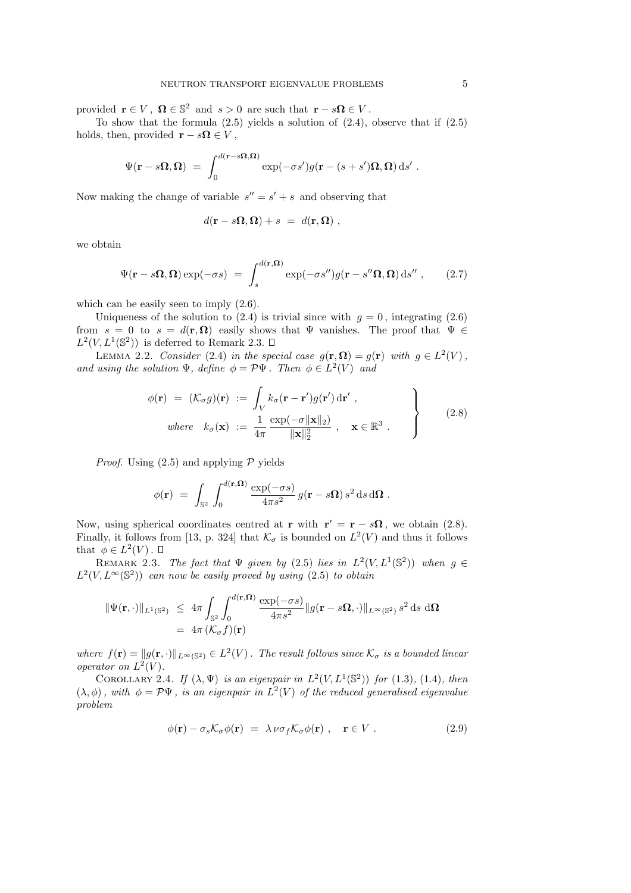provided $\mathbf{r} \in V$, $\mathbf{\Omega} \in \mathbb{S}^2$ and $s > 0$ are such that $\mathbf{r} - s\mathbf{\Omega} \in V$.

To show that the formula (2.5) yields a solution of (2.4), observe that if (2.5) holds, then, provided $\mathbf{r} - s\mathbf{\Omega} \in V$,

$$\Psi(\mathbf{r} - s\mathbf{\Omega}, \mathbf{\Omega}) \;=\; \int_0^{d(\mathbf{r}-s\mathbf{\Omega},\mathbf{\Omega})} \exp(-\sigma s') g(\mathbf{r} - (s+s')\mathbf{\Omega}, \mathbf{\Omega})\, \mathrm{d}s' \;.$$

Now making the change of variable $s'' = s' + s$ and observing that

$$d(\mathbf{r} - s\mathbf{\Omega}, \mathbf{\Omega}) + s \;=\; d(\mathbf{r}, \mathbf{\Omega}) \;,$$

we obtain

$$\Psi(\mathbf{r} - s\mathbf{\Omega}, \mathbf{\Omega}) \exp(-\sigma s) \;=\; \int_s^{d(\mathbf{r},\mathbf{\Omega})} \exp(-\sigma s'') g(\mathbf{r} - s''\mathbf{\Omega}, \mathbf{\Omega})\, \mathrm{d}s'' \;, \tag{2.7}$$

which can be easily seen to imply (2.6).

Uniqueness of the solution to (2.4) is trivial since with $g = 0$, integrating (2.6) from $s = 0$ to $s = d(\mathbf{r}, \mathbf{\Omega})$ easily shows that $\Psi$ vanishes. The proof that $\Psi \in L^2(V, L^1(\mathbb{S}^2))$ is deferred to Remark 2.3. $\square$

Lemma 2.2. *Consider* (2.4) *in the special case* $g(\mathbf{r}, \mathbf{\Omega}) = g(\mathbf{r})$ *with* $g \in L^2(V)$, *and using the solution* $\Psi$, *define* $\phi = \mathcal{P}\Psi$. *Then* $\phi \in L^2(V)$ *and*

$$\left.\begin{aligned} \phi(\mathbf{r}) \;=\; (\mathcal{K}_\sigma g)(\mathbf{r}) \;&:=\; \int_V k_\sigma(\mathbf{r} - \mathbf{r}') g(\mathbf{r}')\, \mathrm{d}\mathbf{r}' \;, \\ \text{where} \quad k_\sigma(\mathbf{x}) \;&:=\; \frac{1}{4\pi} \frac{\exp(-\sigma\|\mathbf{x}\|_2)}{\|\mathbf{x}\|_2^2} \;, \quad \mathbf{x} \in \mathbb{R}^3 \;. \end{aligned}\right\} \tag{2.8}$$

*Proof.* Using (2.5) and applying $\mathcal{P}$ yields

$$\phi(\mathbf{r}) \;=\; \int_{\mathbb{S}^2} \int_0^{d(\mathbf{r},\mathbf{\Omega})} \frac{\exp(-\sigma s)}{4\pi s^2}\, g(\mathbf{r} - s\mathbf{\Omega})\, s^2\, \mathrm{d}s\, \mathrm{d}\mathbf{\Omega} \;.$$

Now, using spherical coordinates centred at $\mathbf{r}$ with $\mathbf{r}' = \mathbf{r} - s\mathbf{\Omega}$, we obtain (2.8). Finally, it follows from [13, p. 324] that $\mathcal{K}_\sigma$ is bounded on $L^2(V)$ and thus it follows that $\phi \in L^2(V)$. $\square$

Remark 2.3. *The fact that* $\Psi$ *given by* (2.5) *lies in* $L^2(V, L^1(\mathbb{S}^2))$ *when* $g \in L^2(V, L^\infty(\mathbb{S}^2))$ *can now be easily proved by using* (2.5) *to obtain*

$$\begin{aligned} \|\Psi(\mathbf{r}, \cdot)\|_{L^1(\mathbb{S}^2)} \;&\le\; 4\pi \int_{\mathbb{S}^2} \int_0^{d(\mathbf{r},\mathbf{\Omega})} \frac{\exp(-\sigma s)}{4\pi s^2} \|g(\mathbf{r} - s\mathbf{\Omega}, \cdot)\|_{L^\infty(\mathbb{S}^2)}\, s^2\, \mathrm{d}s\; \mathrm{d}\mathbf{\Omega} \\ &=\; 4\pi\, (\mathcal{K}_\sigma f)(\mathbf{r}) \end{aligned}$$

*where* $f(\mathbf{r}) = \|g(\mathbf{r}, \cdot)\|_{L^\infty(\mathbb{S}^2)} \in L^2(V)$. *The result follows since* $\mathcal{K}_\sigma$ *is a bounded linear operator on* $L^2(V)$.

Corollary 2.4. *If* $(\lambda, \Psi)$ *is an eigenpair in* $L^2(V, L^1(\mathbb{S}^2))$ *for* (1.3), (1.4), *then* $(\lambda, \phi)$, *with* $\phi = \mathcal{P}\Psi$, *is an eigenpair in* $L^2(V)$ *of the reduced generalised eigenvalue problem*

$$\phi(\mathbf{r}) - \sigma_s \mathcal{K}_\sigma \phi(\mathbf{r}) \;=\; \lambda\, \nu \sigma_f \mathcal{K}_\sigma \phi(\mathbf{r}) \;, \quad \mathbf{r} \in V \;. \tag{2.9}$$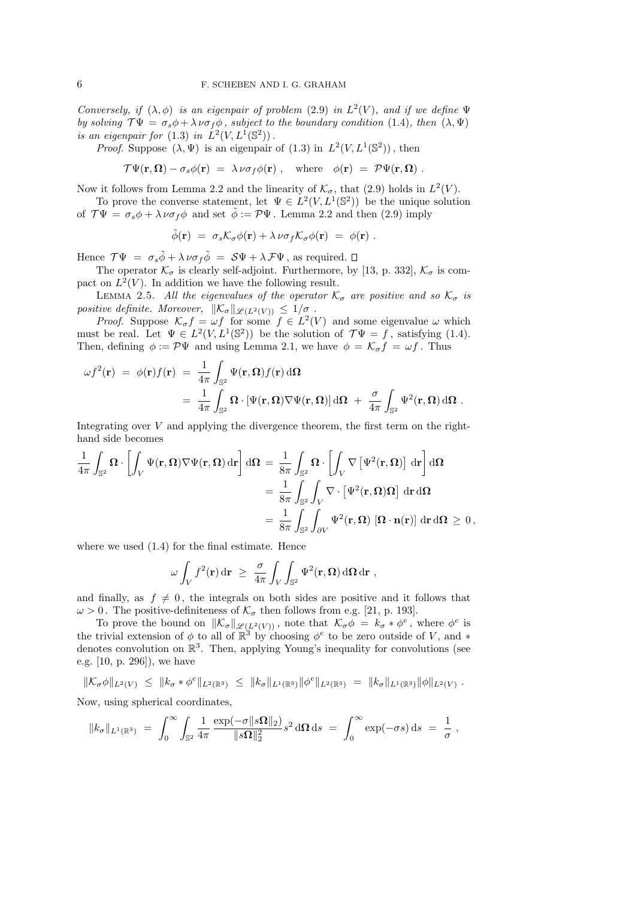*Conversely, if* $(\lambda, \phi)$ *is an eigenpair of problem* (2.9) *in* $L^2(V)$, *and if we define* $\Psi$ *by solving* $\mathcal{T}\Psi = \sigma_s\phi + \lambda\nu\sigma_f\phi$, *subject to the boundary condition* (1.4), *then* $(\lambda, \Psi)$ *is an eigenpair for* (1.3) *in* $L^2(V, L^1(\mathbb{S}^2))$.

*Proof.* Suppose $(\lambda, \Psi)$ is an eigenpair of (1.3) in $L^2(V, L^1(\mathbb{S}^2))$, then

$$\mathcal{T}\Psi(\mathbf{r}, \mathbf{\Omega}) - \sigma_s\phi(\mathbf{r}) \;=\; \lambda\nu\sigma_f\phi(\mathbf{r}) \;, \quad \text{where} \quad \phi(\mathbf{r}) \;=\; \mathcal{P}\Psi(\mathbf{r}, \mathbf{\Omega}) \;.$$

Now it follows from Lemma 2.2 and the linearity of $\mathcal{K}_\sigma$, that (2.9) holds in $L^2(V)$.

To prove the converse statement, let $\Psi \in L^2(V, L^1(\mathbb{S}^2))$ be the unique solution of $\mathcal{T}\Psi = \sigma_s\phi + \lambda\nu\sigma_f\phi$ and set $\tilde{\phi} := \mathcal{P}\Psi$. Lemma 2.2 and then (2.9) imply

$$\tilde{\phi}(\mathbf{r}) \;=\; \sigma_s\mathcal{K}_\sigma\phi(\mathbf{r}) + \lambda\nu\sigma_f\mathcal{K}_\sigma\phi(\mathbf{r}) \;=\; \phi(\mathbf{r}) \;.$$

Hence $\mathcal{T}\Psi \;=\; \sigma_s\tilde{\phi} + \lambda\nu\sigma_f\tilde{\phi} \;=\; \mathcal{S}\Psi + \lambda\mathcal{F}\Psi$, as required. □

The operator $\mathcal{K}_\sigma$ is clearly self-adjoint. Furthermore, by [13, p. 332], $\mathcal{K}_\sigma$ is compact on $L^2(V)$. In addition we have the following result.

LEMMA 2.5. *All the eigenvalues of the operator* $\mathcal{K}_\sigma$ *are positive and so* $\mathcal{K}_\sigma$ *is positive definite. Moreover,* $\|\mathcal{K}_\sigma\|_{\mathscr{L}(L^2(V))} \le 1/\sigma$.

*Proof.* Suppose $\mathcal{K}_\sigma f = \omega f$ for some $f \in L^2(V)$ and some eigenvalue $\omega$ which must be real. Let $\Psi \in L^2(V, L^1(\mathbb{S}^2))$ be the solution of $\mathcal{T}\Psi = f$, satisfying (1.4). Then, defining $\phi := \mathcal{P}\Psi$ and using Lemma 2.1, we have $\phi = \mathcal{K}_\sigma f = \omega f$. Thus

$$\begin{aligned}
\omega f^2(\mathbf{r}) \;=\; \phi(\mathbf{r})f(\mathbf{r}) \;&=\; \frac{1}{4\pi}\int_{\mathbb{S}^2} \Psi(\mathbf{r}, \mathbf{\Omega})f(\mathbf{r})\,\mathrm{d}\mathbf{\Omega} \\
&=\; \frac{1}{4\pi}\int_{\mathbb{S}^2} \mathbf{\Omega}\cdot[\Psi(\mathbf{r}, \mathbf{\Omega})\nabla\Psi(\mathbf{r}, \mathbf{\Omega})]\,\mathrm{d}\mathbf{\Omega} \;+\; \frac{\sigma}{4\pi}\int_{\mathbb{S}^2} \Psi^2(\mathbf{r}, \mathbf{\Omega})\,\mathrm{d}\mathbf{\Omega} \;.
\end{aligned}$$

Integrating over $V$ and applying the divergence theorem, the first term on the right-hand side becomes

$$\begin{aligned}
\frac{1}{4\pi}\int_{\mathbb{S}^2} \mathbf{\Omega}\cdot\left[\int_V \Psi(\mathbf{r}, \mathbf{\Omega})\nabla\Psi(\mathbf{r}, \mathbf{\Omega})\,\mathrm{d}\mathbf{r}\right]\mathrm{d}\mathbf{\Omega} \;&=\; \frac{1}{8\pi}\int_{\mathbb{S}^2} \mathbf{\Omega}\cdot\left[\int_V \nabla\left[\Psi^2(\mathbf{r}, \mathbf{\Omega})\right]\,\mathrm{d}\mathbf{r}\right]\mathrm{d}\mathbf{\Omega} \\
&=\; \frac{1}{8\pi}\int_{\mathbb{S}^2}\int_V \nabla\cdot\left[\Psi^2(\mathbf{r}, \mathbf{\Omega})\mathbf{\Omega}\right]\,\mathrm{d}\mathbf{r}\,\mathrm{d}\mathbf{\Omega} \\
&=\; \frac{1}{8\pi}\int_{\mathbb{S}^2}\int_{\partial V} \Psi^2(\mathbf{r}, \mathbf{\Omega})\,\left[\mathbf{\Omega}\cdot\mathbf{n}(\mathbf{r})\right]\,\mathrm{d}\mathbf{r}\,\mathrm{d}\mathbf{\Omega} \;\ge\; 0\,,
\end{aligned}$$

where we used (1.4) for the final estimate. Hence

$$\omega\int_V f^2(\mathbf{r})\,\mathrm{d}\mathbf{r} \;\ge\; \frac{\sigma}{4\pi}\int_V\int_{\mathbb{S}^2} \Psi^2(\mathbf{r}, \mathbf{\Omega})\,\mathrm{d}\mathbf{\Omega}\,\mathrm{d}\mathbf{r} \;,$$

and finally, as $f \neq 0$, the integrals on both sides are positive and it follows that $\omega > 0$. The positive-definiteness of $\mathcal{K}_\sigma$ then follows from e.g. [21, p. 193].

To prove the bound on $\|\mathcal{K}_\sigma\|_{\mathscr{L}(L^2(V))}$, note that $\mathcal{K}_\sigma\phi \;=\; k_\sigma * \phi^e$, where $\phi^e$ is the trivial extension of $\phi$ to all of $\mathbb{R}^3$ by choosing $\phi^e$ to be zero outside of $V$, and $*$ denotes convolution on $\mathbb{R}^3$. Then, applying Young's inequality for convolutions (see e.g. [10, p. 296]), we have

$$\|\mathcal{K}_\sigma\phi\|_{L^2(V)} \;\le\; \|k_\sigma * \phi^e\|_{L^2(\mathbb{R}^3)} \;\le\; \|k_\sigma\|_{L^1(\mathbb{R}^3)}\|\phi^e\|_{L^2(\mathbb{R}^3)} \;=\; \|k_\sigma\|_{L^1(\mathbb{R}^3)}\|\phi\|_{L^2(V)} \;.$$

Now, using spherical coordinates,

$$\|k_\sigma\|_{L^1(\mathbb{R}^3)} \;=\; \int_0^\infty\int_{\mathbb{S}^2} \frac{1}{4\pi}\,\frac{\exp(-\sigma\|s\mathbf{\Omega}\|_2)}{\|s\mathbf{\Omega}\|_2^2}s^2\,\mathrm{d}\mathbf{\Omega}\,\mathrm{d}s \;=\; \int_0^\infty \exp(-\sigma s)\,\mathrm{d}s \;=\; \frac{1}{\sigma}\;,$$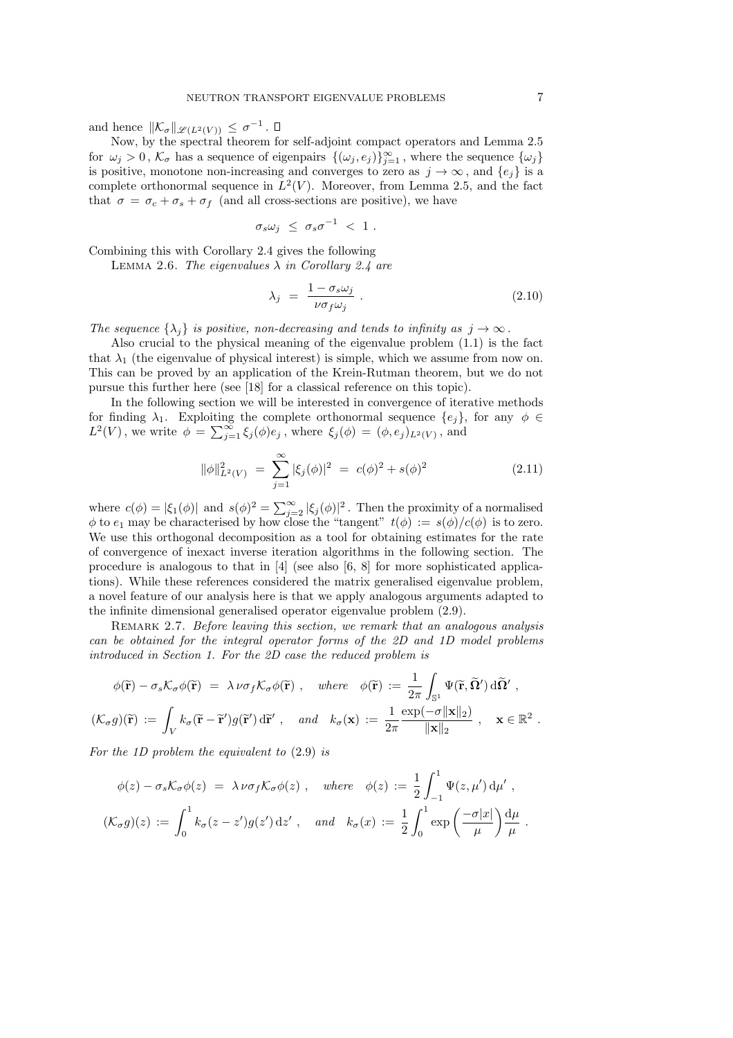and hence $\|\mathcal{K}_\sigma\|_{\mathscr{L}(L^2(V))} \le \sigma^{-1}$. □

Now, by the spectral theorem for self-adjoint compact operators and Lemma 2.5 for $\omega_j > 0$, $\mathcal{K}_\sigma$ has a sequence of eigenpairs $\{(\omega_j, e_j)\}_{j=1}^\infty$, where the sequence $\{\omega_j\}$ is positive, monotone non-increasing and converges to zero as $j \to \infty$, and $\{e_j\}$ is a complete orthonormal sequence in $L^2(V)$. Moreover, from Lemma 2.5, and the fact that $\sigma = \sigma_c + \sigma_s + \sigma_f$ (and all cross-sections are positive), we have

$$\sigma_s \omega_j \;\le\; \sigma_s \sigma^{-1} \;<\; 1 \; .$$

Combining this with Corollary 2.4 gives the following

Lemma 2.6. *The eigenvalues $\lambda$ in Corollary 2.4 are*

$$\lambda_j \;=\; \frac{1 - \sigma_s \omega_j}{\nu \sigma_f \omega_j} \; . \tag{2.10}$$

*The sequence $\{\lambda_j\}$ is positive, non-decreasing and tends to infinity as $j \to \infty$.*

Also crucial to the physical meaning of the eigenvalue problem (1.1) is the fact that $\lambda_1$ (the eigenvalue of physical interest) is simple, which we assume from now on. This can be proved by an application of the Krein-Rutman theorem, but we do not pursue this further here (see [18] for a classical reference on this topic).

In the following section we will be interested in convergence of iterative methods for finding $\lambda_1$. Exploiting the complete orthonormal sequence $\{e_j\}$, for any $\phi \in L^2(V)$, we write $\phi = \sum_{j=1}^\infty \xi_j(\phi) e_j$, where $\xi_j(\phi) = (\phi, e_j)_{L^2(V)}$, and

$$\|\phi\|^2_{L^2(V)} \;=\; \sum_{j=1}^\infty |\xi_j(\phi)|^2 \;=\; c(\phi)^2 + s(\phi)^2 \tag{2.11}$$

where $c(\phi) = |\xi_1(\phi)|$ and $s(\phi)^2 = \sum_{j=2}^\infty |\xi_j(\phi)|^2$. Then the proximity of a normalised $\phi$ to $e_1$ may be characterised by how close the "tangent" $t(\phi) := s(\phi)/c(\phi)$ is to zero. We use this orthogonal decomposition as a tool for obtaining estimates for the rate of convergence of inexact inverse iteration algorithms in the following section. The procedure is analogous to that in [4] (see also [6, 8] for more sophisticated applications). While these references considered the matrix generalised eigenvalue problem, a novel feature of our analysis here is that we apply analogous arguments adapted to the infinite dimensional generalised operator eigenvalue problem (2.9).

Remark 2.7. *Before leaving this section, we remark that an analogous analysis can be obtained for the integral operator forms of the 2D and 1D model problems introduced in Section 1. For the 2D case the reduced problem is*

$$\phi(\widetilde{\mathbf{r}}) - \sigma_s \mathcal{K}_\sigma \phi(\widetilde{\mathbf{r}}) \;=\; \lambda\, \nu \sigma_f \mathcal{K}_\sigma \phi(\widetilde{\mathbf{r}}) \; , \quad \textit{where} \quad \phi(\widetilde{\mathbf{r}}) := \frac{1}{2\pi}\int_{\mathbb{S}^1} \Psi(\widetilde{\mathbf{r}}, \widetilde{\mathbf{\Omega}}')\, \mathrm{d}\widetilde{\mathbf{\Omega}}' \; ,$$

$$(\mathcal{K}_\sigma g)(\widetilde{\mathbf{r}}) := \int_V k_\sigma(\widetilde{\mathbf{r}} - \widetilde{\mathbf{r}}') g(\widetilde{\mathbf{r}}')\, \mathrm{d}\widetilde{\mathbf{r}}' \; , \quad \textit{and} \quad k_\sigma(\mathbf{x}) := \frac{1}{2\pi} \frac{\exp(-\sigma \|\mathbf{x}\|_2)}{\|\mathbf{x}\|_2} \; , \quad \mathbf{x} \in \mathbb{R}^2 \; .$$

*For the 1D problem the equivalent to* (2.9) *is*

$$\phi(z) - \sigma_s \mathcal{K}_\sigma \phi(z) \;=\; \lambda\, \nu \sigma_f \mathcal{K}_\sigma \phi(z) \; , \quad \textit{where} \quad \phi(z) := \frac{1}{2}\int_{-1}^{1} \Psi(z, \mu')\, \mathrm{d}\mu' \; ,$$

$$(\mathcal{K}_\sigma g)(z) := \int_0^1 k_\sigma(z - z') g(z')\, \mathrm{d}z' \; , \quad \textit{and} \quad k_\sigma(x) := \frac{1}{2}\int_0^1 \exp\left(\frac{-\sigma |x|}{\mu}\right) \frac{\mathrm{d}\mu}{\mu} \; .$$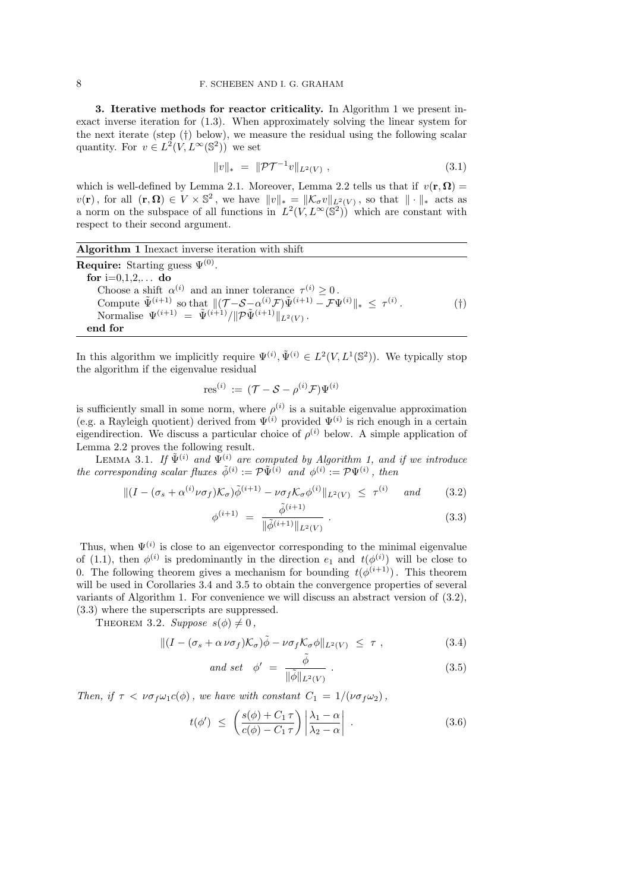**3. Iterative methods for reactor criticality.** In Algorithm 1 we present inexact inverse iteration for (1.3). When approximately solving the linear system for the next iterate (step (†) below), we measure the residual using the following scalar quantity. For $v \in L^2(V, L^\infty(\mathbb{S}^2))$ we set

$$\|v\|_* \ = \ \|\mathcal{P}\mathcal{T}^{-1}v\|_{L^2(V)} \ , \tag{3.1}$$

which is well-defined by Lemma 2.1. Moreover, Lemma 2.2 tells us that if $v(\mathbf{r}, \mathbf{\Omega}) = v(\mathbf{r})$, for all $(\mathbf{r}, \mathbf{\Omega}) \in V \times \mathbb{S}^2$, we have $\|v\|_* = \|\mathcal{K}_\sigma v\|_{L^2(V)}$, so that $\|\cdot\|_*$ acts as a norm on the subspace of all functions in $L^2(V, L^\infty(\mathbb{S}^2))$ which are constant with respect to their second argument.

---

**Algorithm 1** Inexact inverse iteration with shift

---

**Require:** Starting guess $\Psi^{(0)}$.
**for** i=0,1,2,... **do**
  Choose a shift $\alpha^{(i)}$ and an inner tolerance $\tau^{(i)} \geq 0$.
  Compute $\tilde{\Psi}^{(i+1)}$ so that $\|(\mathcal{T} - \mathcal{S} - \alpha^{(i)}\mathcal{F})\tilde{\Psi}^{(i+1)} - \mathcal{F}\Psi^{(i)}\|_* \leq \tau^{(i)}$. (†)
  Normalise $\Psi^{(i+1)} = \tilde{\Psi}^{(i+1)} / \|\mathcal{P}\tilde{\Psi}^{(i+1)}\|_{L^2(V)}$.
**end for**

---

In this algorithm we implicitly require $\Psi^{(i)}, \tilde{\Psi}^{(i)} \in L^2(V, L^1(\mathbb{S}^2))$. We typically stop the algorithm if the eigenvalue residual

$$\mathrm{res}^{(i)} := (\mathcal{T} - \mathcal{S} - \rho^{(i)}\mathcal{F})\Psi^{(i)}$$

is sufficiently small in some norm, where $\rho^{(i)}$ is a suitable eigenvalue approximation (e.g. a Rayleigh quotient) derived from $\Psi^{(i)}$ provided $\Psi^{(i)}$ is rich enough in a certain eigendirection. We discuss a particular choice of $\rho^{(i)}$ below. A simple application of Lemma 2.2 proves the following result.

Lemma 3.1. *If $\tilde{\Psi}^{(i)}$ and $\Psi^{(i)}$ are computed by Algorithm 1, and if we introduce the corresponding scalar fluxes $\tilde{\phi}^{(i)} := \mathcal{P}\tilde{\Psi}^{(i)}$ and $\phi^{(i)} := \mathcal{P}\Psi^{(i)}$, then*

$$\|(I - (\sigma_s + \alpha^{(i)}\nu\sigma_f)\mathcal{K}_\sigma)\tilde{\phi}^{(i+1)} - \nu\sigma_f\mathcal{K}_\sigma\phi^{(i)}\|_{L^2(V)} \ \leq \ \tau^{(i)} \quad \text{and} \tag{3.2}$$

$$\phi^{(i+1)} \ = \ \frac{\tilde{\phi}^{(i+1)}}{\|\tilde{\phi}^{(i+1)}\|_{L^2(V)}} \ . \tag{3.3}$$

Thus, when $\Psi^{(i)}$ is close to an eigenvector corresponding to the minimal eigenvalue of (1.1), then $\phi^{(i)}$ is predominantly in the direction $e_1$ and $t(\phi^{(i)})$ will be close to 0. The following theorem gives a mechanism for bounding $t(\phi^{(i+1)})$. This theorem will be used in Corollaries 3.4 and 3.5 to obtain the convergence properties of several variants of Algorithm 1. For convenience we will discuss an abstract version of (3.2), (3.3) where the superscripts are suppressed.

Theorem 3.2. *Suppose $s(\phi) \neq 0$,*

$$\|(I - (\sigma_s + \alpha\,\nu\sigma_f)\mathcal{K}_\sigma)\tilde{\phi} - \nu\sigma_f\mathcal{K}_\sigma\phi\|_{L^2(V)} \ \leq \ \tau \ , \tag{3.4}$$

$$\text{and set} \quad \phi' \ = \ \frac{\tilde{\phi}}{\|\tilde{\phi}\|_{L^2(V)}} \ . \tag{3.5}$$

*Then, if $\tau < \nu\sigma_f\omega_1 c(\phi)$, we have with constant $C_1 = 1/(\nu\sigma_f\omega_2)$,*

$$t(\phi') \ \leq \ \left(\frac{s(\phi) + C_1\,\tau}{c(\phi) - C_1\,\tau}\right)\left|\frac{\lambda_1 - \alpha}{\lambda_2 - \alpha}\right| \ . \tag{3.6}$$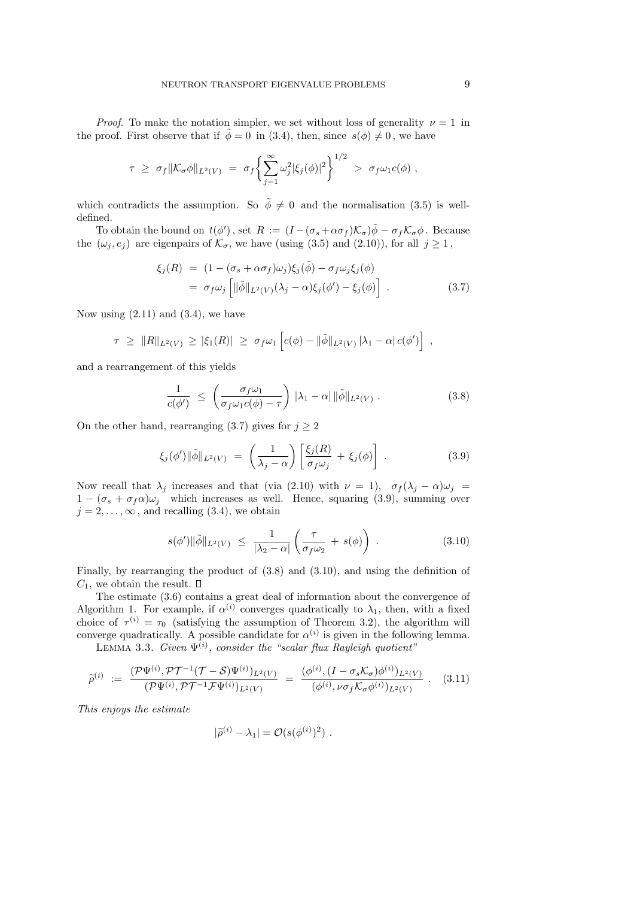*Proof.* To make the notation simpler, we set without loss of generality $\nu = 1$ in the proof. First observe that if $\tilde{\phi} = 0$ in (3.4), then, since $s(\phi) \neq 0$, we have

$$\tau \;\geq\; \sigma_f \|\mathcal{K}_\sigma \phi\|_{L^2(V)} \;=\; \sigma_f \left\{ \sum_{j=1}^{\infty} \omega_j^2 |\xi_j(\phi)|^2 \right\}^{1/2} \;>\; \sigma_f \omega_1 c(\phi) \;,$$

which contradicts the assumption. So $\tilde{\phi} \neq 0$ and the normalisation (3.5) is well-defined.

To obtain the bound on $t(\phi')$, set $R := (I - (\sigma_s + \alpha\sigma_f)\mathcal{K}_\sigma)\tilde{\phi} - \sigma_f \mathcal{K}_\sigma \phi$. Because the $(\omega_j, e_j)$ are eigenpairs of $\mathcal{K}_\sigma$, we have (using (3.5) and (2.10)), for all $j \geq 1$,

$$\begin{aligned} \xi_j(R) \;&=\; (1 - (\sigma_s + \alpha\sigma_f)\omega_j)\xi_j(\tilde{\phi}) - \sigma_f \omega_j \xi_j(\phi) \\ &=\; \sigma_f \omega_j \left[ \|\tilde{\phi}\|_{L^2(V)} (\lambda_j - \alpha) \xi_j(\phi') - \xi_j(\phi) \right] \;. \end{aligned} \tag{3.7}$$

Now using (2.11) and (3.4), we have

$$\tau \;\geq\; \|R\|_{L^2(V)} \;\geq\; |\xi_1(R)| \;\geq\; \sigma_f \omega_1 \left[ c(\phi) - \|\tilde{\phi}\|_{L^2(V)} \, |\lambda_1 - \alpha| \, c(\phi') \right] \;,$$

and a rearrangement of this yields

$$\frac{1}{c(\phi')} \;\leq\; \left( \frac{\sigma_f \omega_1}{\sigma_f \omega_1 c(\phi) - \tau} \right) |\lambda_1 - \alpha| \, \|\tilde{\phi}\|_{L^2(V)} \;. \tag{3.8}$$

On the other hand, rearranging (3.7) gives for $j \geq 2$

$$\xi_j(\phi') \|\tilde{\phi}\|_{L^2(V)} \;=\; \left( \frac{1}{\lambda_j - \alpha} \right) \left[ \frac{\xi_j(R)}{\sigma_f \omega_j} \;+\; \xi_j(\phi) \right] \;. \tag{3.9}$$

Now recall that $\lambda_j$ increases and that (via (2.10) with $\nu = 1$), $\sigma_f(\lambda_j - \alpha)\omega_j = 1 - (\sigma_s + \sigma_f \alpha)\omega_j$ which increases as well. Hence, squaring (3.9), summing over $j = 2, \ldots, \infty$, and recalling (3.4), we obtain

$$s(\phi') \|\tilde{\phi}\|_{L^2(V)} \;\leq\; \frac{1}{|\lambda_2 - \alpha|} \left( \frac{\tau}{\sigma_f \omega_2} \;+\; s(\phi) \right) \;. \tag{3.10}$$

Finally, by rearranging the product of (3.8) and (3.10), and using the definition of $C_1$, we obtain the result. $\square$

The estimate (3.6) contains a great deal of information about the convergence of Algorithm 1. For example, if $\alpha^{(i)}$ converges quadratically to $\lambda_1$, then, with a fixed choice of $\tau^{(i)} = \tau_0$ (satisfying the assumption of Theorem 3.2), the algorithm will converge quadratically. A possible candidate for $\alpha^{(i)}$ is given in the following lemma.

Lemma 3.3. *Given $\Psi^{(i)}$, consider the "scalar flux Rayleigh quotient"*

$$\widetilde{\rho}^{(i)} \;:=\; \frac{(\mathcal{P}\Psi^{(i)}, \mathcal{P}\mathcal{T}^{-1}(\mathcal{T} - \mathcal{S})\Psi^{(i)})_{L^2(V)}}{(\mathcal{P}\Psi^{(i)}, \mathcal{P}\mathcal{T}^{-1}\mathcal{F}\Psi^{(i)})_{L^2(V)}} \;=\; \frac{(\phi^{(i)}, (I - \sigma_s \mathcal{K}_\sigma)\phi^{(i)})_{L^2(V)}}{(\phi^{(i)}, \nu\sigma_f \mathcal{K}_\sigma \phi^{(i)})_{L^2(V)}} \;. \tag{3.11}$$

*This enjoys the estimate*

$$|\widetilde{\rho}^{(i)} - \lambda_1| = \mathcal{O}(s(\phi^{(i)})^2) \;.$$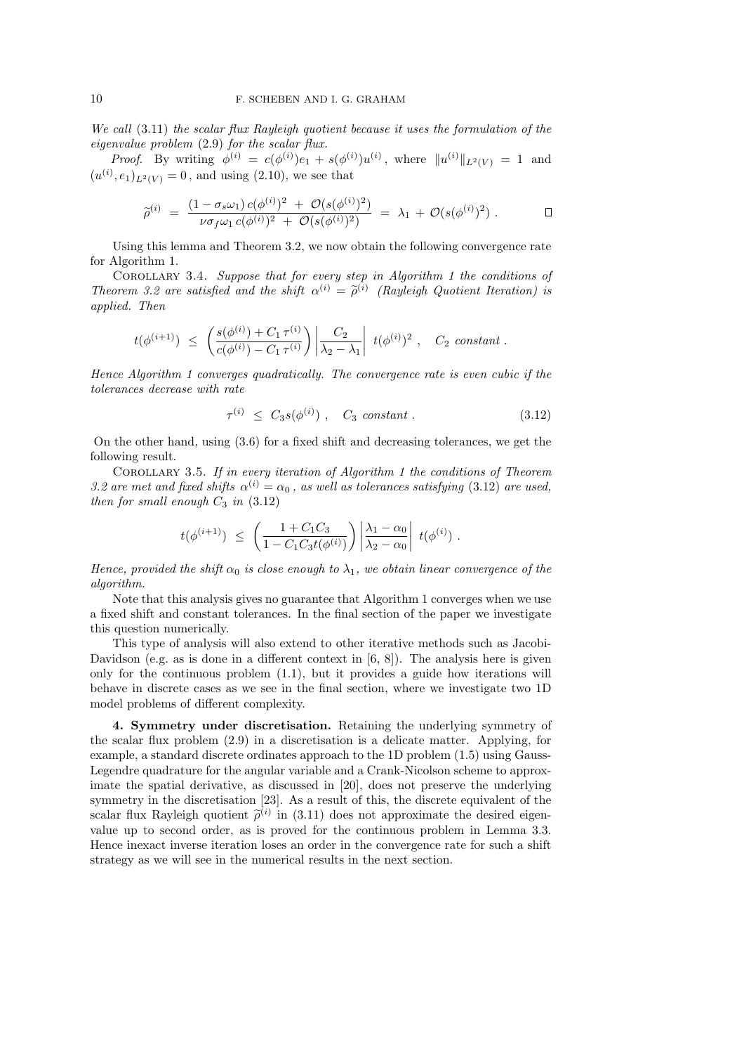*We call* (3.11) *the scalar flux Rayleigh quotient because it uses the formulation of the eigenvalue problem* (2.9) *for the scalar flux.*

*Proof.* By writing $\phi^{(i)} = c(\phi^{(i)})e_1 + s(\phi^{(i)})u^{(i)}$, where $\|u^{(i)}\|_{L^2(V)} = 1$ and $(u^{(i)}, e_1)_{L^2(V)} = 0$, and using (2.10), we see that

$$\widetilde{\rho}^{(i)} \;=\; \frac{(1-\sigma_s\omega_1)\, c(\phi^{(i)})^2 \;+\; \mathcal{O}(s(\phi^{(i)})^2)}{\nu\sigma_f\omega_1\, c(\phi^{(i)})^2 \;+\; \mathcal{O}(s(\phi^{(i)})^2)} \;=\; \lambda_1 \;+\; \mathcal{O}(s(\phi^{(i)})^2)\;. \qquad \square$$

Using this lemma and Theorem 3.2, we now obtain the following convergence rate for Algorithm 1.

Corollary 3.4. *Suppose that for every step in Algorithm 1 the conditions of Theorem 3.2 are satisfied and the shift $\alpha^{(i)} = \widetilde{\rho}^{(i)}$ (Rayleigh Quotient Iteration) is applied. Then*

$$t(\phi^{(i+1)}) \;\le\; \left(\frac{s(\phi^{(i)}) + C_1\,\tau^{(i)}}{c(\phi^{(i)}) - C_1\,\tau^{(i)}}\right)\left|\frac{C_2}{\lambda_2-\lambda_1}\right|\; t(\phi^{(i)})^2\;, \quad C_2 \text{ constant}\;.$$

*Hence Algorithm 1 converges quadratically. The convergence rate is even cubic if the tolerances decrease with rate*

$$\tau^{(i)} \;\le\; C_3 s(\phi^{(i)})\;, \quad C_3 \text{ constant}\;. \tag{3.12}$$

On the other hand, using (3.6) for a fixed shift and decreasing tolerances, we get the following result.

Corollary 3.5. *If in every iteration of Algorithm 1 the conditions of Theorem 3.2 are met and fixed shifts $\alpha^{(i)} = \alpha_0$, as well as tolerances satisfying* (3.12) *are used, then for small enough $C_3$ in* (3.12)

$$t(\phi^{(i+1)}) \;\le\; \left(\frac{1 + C_1 C_3}{1 - C_1 C_3 t(\phi^{(i)})}\right)\left|\frac{\lambda_1-\alpha_0}{\lambda_2-\alpha_0}\right|\; t(\phi^{(i)})\;.$$

*Hence, provided the shift $\alpha_0$ is close enough to $\lambda_1$, we obtain linear convergence of the algorithm.*

Note that this analysis gives no guarantee that Algorithm 1 converges when we use a fixed shift and constant tolerances. In the final section of the paper we investigate this question numerically.

This type of analysis will also extend to other iterative methods such as Jacobi-Davidson (e.g. as is done in a different context in [6, 8]). The analysis here is given only for the continuous problem (1.1), but it provides a guide how iterations will behave in discrete cases as we see in the final section, where we investigate two 1D model problems of different complexity.

## 4. Symmetry under discretisation.

Retaining the underlying symmetry of the scalar flux problem (2.9) in a discretisation is a delicate matter. Applying, for example, a standard discrete ordinates approach to the 1D problem (1.5) using Gauss-Legendre quadrature for the angular variable and a Crank-Nicolson scheme to approximate the spatial derivative, as discussed in [20], does not preserve the underlying symmetry in the discretisation [23]. As a result of this, the discrete equivalent of the scalar flux Rayleigh quotient $\widetilde{\rho}^{(i)}$ in (3.11) does not approximate the desired eigenvalue up to second order, as is proved for the continuous problem in Lemma 3.3. Hence inexact inverse iteration loses an order in the convergence rate for such a shift strategy as we will see in the numerical results in the next section.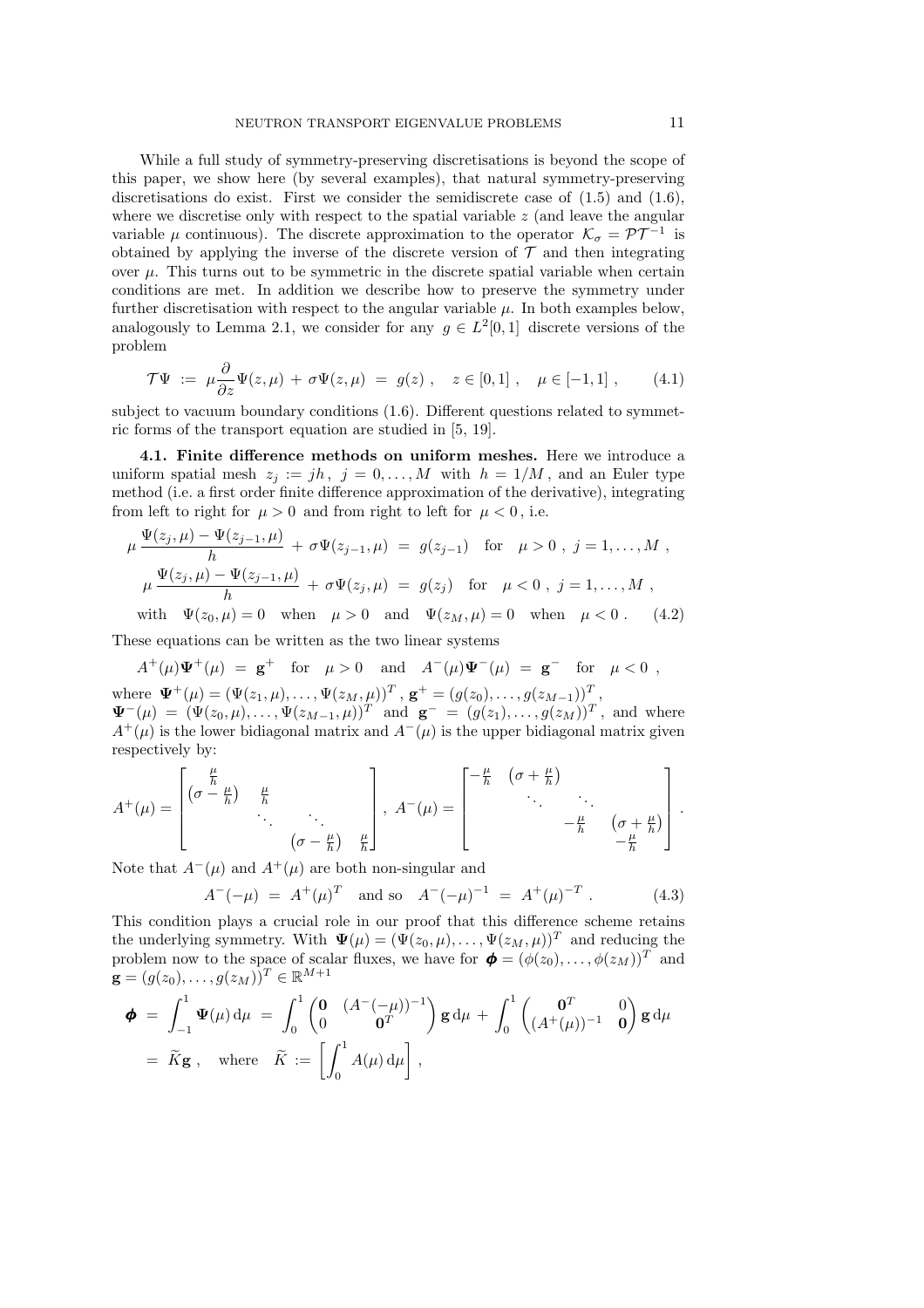While a full study of symmetry-preserving discretisations is beyond the scope of this paper, we show here (by several examples), that natural symmetry-preserving discretisations do exist. First we consider the semidiscrete case of (1.5) and (1.6), where we discretise only with respect to the spatial variable $z$ (and leave the angular variable $\mu$ continuous). The discrete approximation to the operator $\mathcal{K}_\sigma = \mathcal{P}\mathcal{T}^{-1}$ is obtained by applying the inverse of the discrete version of $\mathcal{T}$ and then integrating over $\mu$. This turns out to be symmetric in the discrete spatial variable when certain conditions are met. In addition we describe how to preserve the symmetry under further discretisation with respect to the angular variable $\mu$. In both examples below, analogously to Lemma 2.1, we consider for any $g \in L^2[0,1]$ discrete versions of the problem

$$\mathcal{T}\Psi \;:=\; \mu\frac{\partial}{\partial z}\Psi(z,\mu) \,+\, \sigma\Psi(z,\mu) \;=\; g(z)\;, \quad z\in[0,1]\;, \quad \mu\in[-1,1]\;, \tag{4.1}$$

subject to vacuum boundary conditions (1.6). Different questions related to symmetric forms of the transport equation are studied in [5, 19].

**4.1. Finite difference methods on uniform meshes.** Here we introduce a uniform spatial mesh $z_j := jh\,,\; j=0,\ldots,M$ with $h = 1/M$, and an Euler type method (i.e. a first order finite difference approximation of the derivative), integrating from left to right for $\mu>0$ and from right to left for $\mu<0$, i.e.

$$\begin{aligned}
&\mu\,\frac{\Psi(z_j,\mu)-\Psi(z_{j-1},\mu)}{h} \,+\, \sigma\Psi(z_{j-1},\mu) \;=\; g(z_{j-1}) \quad \text{for} \quad \mu>0\;,\; j=1,\ldots,M\;,\\
&\mu\,\frac{\Psi(z_j,\mu)-\Psi(z_{j-1},\mu)}{h} \,+\, \sigma\Psi(z_{j},\mu) \;=\; g(z_{j}) \quad \text{for} \quad \mu<0\;,\; j=1,\ldots,M\;,\\
&\text{with} \quad \Psi(z_0,\mu)=0 \quad \text{when} \quad \mu>0 \quad \text{and} \quad \Psi(z_M,\mu)=0 \quad \text{when} \quad \mu<0\;.
\end{aligned} \tag{4.2}$$

These equations can be written as the two linear systems

$$A^+(\mu)\boldsymbol{\Psi}^+(\mu) \;=\; \mathbf{g}^+ \quad \text{for} \quad \mu>0 \quad \text{and} \quad A^-(\mu)\boldsymbol{\Psi}^-(\mu) \;=\; \mathbf{g}^- \quad \text{for} \quad \mu<0\;,$$

where $\boldsymbol{\Psi}^+(\mu) = (\Psi(z_1,\mu),\ldots,\Psi(z_M,\mu))^T$, $\mathbf{g}^+ = (g(z_0),\ldots,g(z_{M-1}))^T$, $\boldsymbol{\Psi}^-(\mu) = (\Psi(z_0,\mu),\ldots,\Psi(z_{M-1},\mu))^T$ and $\mathbf{g}^- = (g(z_1),\ldots,g(z_M))^T$, and where $A^+(\mu)$ is the lower bidiagonal matrix and $A^-(\mu)$ is the upper bidiagonal matrix given respectively by:

$$A^+(\mu) = \begin{bmatrix} \frac{\mu}{h} & & & \\ \left(\sigma-\frac{\mu}{h}\right) & \frac{\mu}{h} & & \\ & \ddots & \ddots & \\ & & \left(\sigma-\frac{\mu}{h}\right) & \frac{\mu}{h}\end{bmatrix},\; A^-(\mu) = \begin{bmatrix} -\frac{\mu}{h} & \left(\sigma+\frac{\mu}{h}\right) & & \\ & \ddots & \ddots & \\ & & -\frac{\mu}{h} & \left(\sigma+\frac{\mu}{h}\right) \\ & & & -\frac{\mu}{h}\end{bmatrix}.$$

Note that $A^-(\mu)$ and $A^+(\mu)$ are both non-singular and

$$A^-(-\mu) \;=\; A^+(\mu)^T \quad \text{and so} \quad A^-(-\mu)^{-1} \;=\; A^+(\mu)^{-T}\;. \tag{4.3}$$

This condition plays a crucial role in our proof that this difference scheme retains the underlying symmetry. With $\boldsymbol{\Psi}(\mu) = (\Psi(z_0,\mu),\ldots,\Psi(z_M,\mu))^T$ and reducing the problem now to the space of scalar fluxes, we have for $\boldsymbol{\phi} = (\phi(z_0),\ldots,\phi(z_M))^T$ and $\mathbf{g} = (g(z_0),\ldots,g(z_M))^T \in \mathbb{R}^{M+1}$

$$\begin{aligned}
\boldsymbol{\phi} \;&=\; \int_{-1}^{1}\boldsymbol{\Psi}(\mu)\,\mathrm{d}\mu \;=\; \int_0^1 \begin{pmatrix}\mathbf{0} & (A^-(-\mu))^{-1}\\ 0 & \mathbf{0}^T\end{pmatrix}\mathbf{g}\,\mathrm{d}\mu \,+\, \int_0^1 \begin{pmatrix}\mathbf{0}^T & 0\\ (A^+(\mu))^{-1} & \mathbf{0}\end{pmatrix}\mathbf{g}\,\mathrm{d}\mu\\
&=\; \widetilde{K}\mathbf{g}\;, \quad \text{where} \quad \widetilde{K} \;:=\; \left[\int_0^1 A(\mu)\,\mathrm{d}\mu\right]\;,
\end{aligned}$$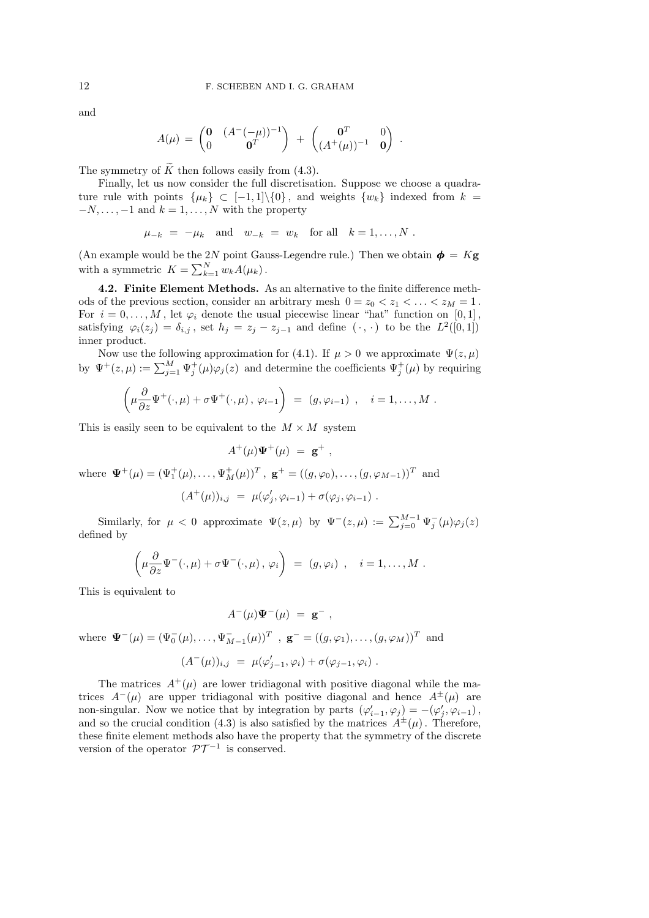and

$$
A(\mu) \;=\; \begin{pmatrix} \mathbf{0} & (A^-(-\mu))^{-1} \\ 0 & \mathbf{0}^T \end{pmatrix} \;+\; \begin{pmatrix} \mathbf{0}^T & 0 \\ (A^+(\mu))^{-1} & \mathbf{0} \end{pmatrix} \;.
$$

The symmetry of $\widetilde{K}$ then follows easily from (4.3).

Finally, let us now consider the full discretisation. Suppose we choose a quadrature rule with points $\{\mu_k\} \subset [-1,1]\backslash\{0\}$, and weights $\{w_k\}$ indexed from $k = -N, \ldots, -1$ and $k = 1, \ldots, N$ with the property

$$
\mu_{-k} \;=\; -\mu_k \quad \text{and} \quad w_{-k} \;=\; w_k \quad \text{for all} \quad k = 1, \ldots, N \;.
$$

(An example would be the $2N$ point Gauss-Legendre rule.) Then we obtain $\boldsymbol{\phi} = K\mathbf{g}$ with a symmetric $K = \sum_{k=1}^{N} w_k A(\mu_k)$.

**4.2. Finite Element Methods.** As an alternative to the finite difference methods of the previous section, consider an arbitrary mesh $0 = z_0 < z_1 < \ldots < z_M = 1$. For $i = 0, \ldots, M$, let $\varphi_i$ denote the usual piecewise linear "hat" function on $[0,1]$, satisfying $\varphi_i(z_j) = \delta_{i,j}$, set $h_j = z_j - z_{j-1}$ and define $(\,\cdot\,,\,\cdot\,)$ to be the $L^2([0,1])$ inner product.

Now use the following approximation for (4.1). If $\mu > 0$ we approximate $\Psi(z,\mu)$ by $\Psi^+(z,\mu) := \sum_{j=1}^{M} \Psi_j^+(\mu)\varphi_j(z)$ and determine the coefficients $\Psi_j^+(\mu)$ by requiring

$$
\left(\mu \frac{\partial}{\partial z}\Psi^+(\cdot,\mu) + \sigma \Psi^+(\cdot,\mu)\,,\, \varphi_{i-1}\right) \;=\; (g, \varphi_{i-1}) \;, \quad i = 1, \ldots, M \;.
$$

This is easily seen to be equivalent to the $M \times M$ system

$$
A^+(\mu)\mathbf{\Psi}^+(\mu) \;=\; \mathbf{g}^+ \;,
$$

where $\mathbf{\Psi}^+(\mu) = (\Psi_1^+(\mu), \ldots, \Psi_M^+(\mu))^T$, $\mathbf{g}^+ = ((g,\varphi_0), \ldots, (g, \varphi_{M-1}))^T$ and

$$
(A^+(\mu))_{i,j} \;=\; \mu(\varphi_j', \varphi_{i-1}) + \sigma(\varphi_j, \varphi_{i-1}) \;.
$$

Similarly, for $\mu < 0$ approximate $\Psi(z,\mu)$ by $\Psi^-(z,\mu) := \sum_{j=0}^{M-1} \Psi_j^-(\mu)\varphi_j(z)$ defined by

$$
\left(\mu \frac{\partial}{\partial z}\Psi^-(\cdot,\mu) + \sigma \Psi^-(\cdot,\mu)\,,\, \varphi_{i}\right) \;=\; (g, \varphi_{i}) \;, \quad i = 1, \ldots, M \;.
$$

This is equivalent to

$$
A^-(\mu)\mathbf{\Psi}^-(\mu) \;=\; \mathbf{g}^- \;,
$$

where $\mathbf{\Psi}^-(\mu) = (\Psi_0^-(\mu), \ldots, \Psi_{M-1}^-(\mu))^T$ , $\mathbf{g}^- = ((g,\varphi_1), \ldots, (g, \varphi_{M}))^T$ and

$$
(A^-(\mu))_{i,j} \;=\; \mu(\varphi_{j-1}', \varphi_{i}) + \sigma(\varphi_{j-1}, \varphi_{i}) \;.
$$

The matrices $A^+(\mu)$ are lower tridiagonal with positive diagonal while the matrices $A^-(\mu)$ are upper tridiagonal with positive diagonal and hence $A^{\pm}(\mu)$ are non-singular. Now we notice that by integration by parts $(\varphi_{i-1}', \varphi_j) = -(\varphi_j', \varphi_{i-1})$, and so the crucial condition (4.3) is also satisfied by the matrices $A^{\pm}(\mu)$. Therefore, these finite element methods also have the property that the symmetry of the discrete version of the operator $\mathcal{P}\mathcal{T}^{-1}$ is conserved.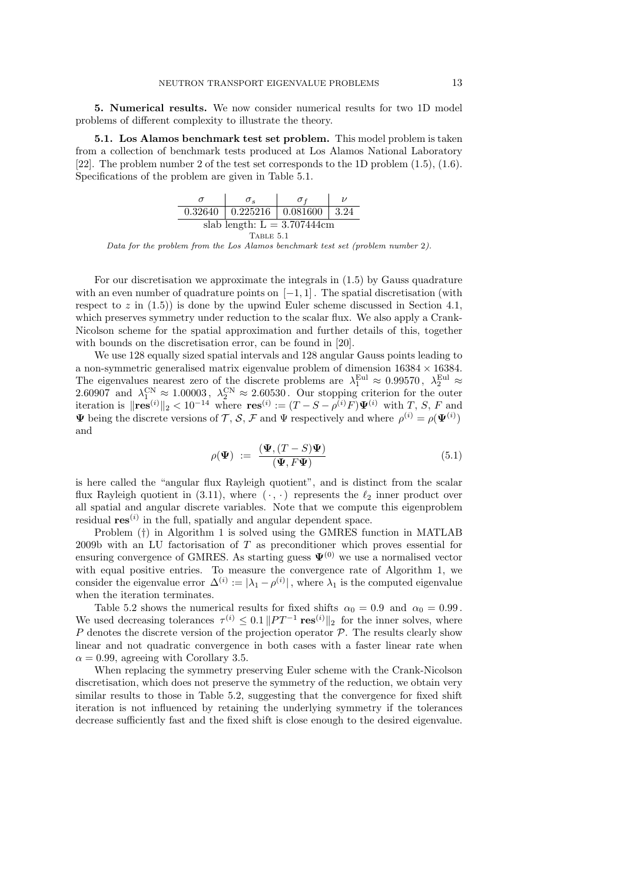**5. Numerical results.** We now consider numerical results for two 1D model problems of different complexity to illustrate the theory.

**5.1. Los Alamos benchmark test set problem.** This model problem is taken from a collection of benchmark tests produced at Los Alamos National Laboratory [22]. The problem number 2 of the test set corresponds to the 1D problem (1.5), (1.6). Specifications of the problem are given in Table 5.1.

| $\sigma$ | $\sigma_s$ | $\sigma_f$ | $\nu$ |
|---|---|---|---|
| 0.32640 | 0.225216 | 0.081600 | 3.24 |
| slab length: L = 3.707444cm | | | |

TABLE 5.1

*Data for the problem from the Los Alamos benchmark test set (problem number 2).*

For our discretisation we approximate the integrals in (1.5) by Gauss quadrature with an even number of quadrature points on $[-1, 1]$. The spatial discretisation (with respect to $z$ in (1.5)) is done by the upwind Euler scheme discussed in Section 4.1, which preserves symmetry under reduction to the scalar flux. We also apply a Crank-Nicolson scheme for the spatial approximation and further details of this, together with bounds on the discretisation error, can be found in [20].

We use 128 equally sized spatial intervals and 128 angular Gauss points leading to a non-symmetric generalised matrix eigenvalue problem of dimension $16384 \times 16384$. The eigenvalues nearest zero of the discrete problems are $\lambda_1^{\text{Eul}} \approx 0.99570$, $\lambda_2^{\text{Eul}} \approx 2.60907$ and $\lambda_1^{\text{CN}} \approx 1.00003$, $\lambda_2^{\text{CN}} \approx 2.60530$. Our stopping criterion for the outer iteration is $\|\mathbf{res}^{(i)}\|_2 < 10^{-14}$ where $\mathbf{res}^{(i)} := (T - S - \rho^{(i)} F)\mathbf{\Psi}^{(i)}$ with $T$, $S$, $F$ and $\mathbf{\Psi}$ being the discrete versions of $\mathcal{T}$, $\mathcal{S}$, $\mathcal{F}$ and $\Psi$ respectively and where $\rho^{(i)} = \rho(\mathbf{\Psi}^{(i)})$ and

$$\rho(\mathbf{\Psi}) \;:=\; \frac{(\mathbf{\Psi}, (T - S)\mathbf{\Psi})}{(\mathbf{\Psi}, F\mathbf{\Psi})} \tag{5.1}$$

is here called the "angular flux Rayleigh quotient", and is distinct from the scalar flux Rayleigh quotient in (3.11), where $(\,\cdot\,,\cdot\,)$ represents the $\ell_2$ inner product over all spatial and angular discrete variables. Note that we compute this eigenproblem residual $\mathbf{res}^{(i)}$ in the full, spatially and angular dependent space.

Problem (†) in Algorithm 1 is solved using the GMRES function in MATLAB 2009b with an LU factorisation of $T$ as preconditioner which proves essential for ensuring convergence of GMRES. As starting guess $\mathbf{\Psi}^{(0)}$ we use a normalised vector with equal positive entries. To measure the convergence rate of Algorithm 1, we consider the eigenvalue error $\Delta^{(i)} := |\lambda_1 - \rho^{(i)}|$, where $\lambda_1$ is the computed eigenvalue when the iteration terminates.

Table 5.2 shows the numerical results for fixed shifts $\alpha_0 = 0.9$ and $\alpha_0 = 0.99$. We used decreasing tolerances $\tau^{(i)} \leq 0.1\,\|PT^{-1}\,\mathbf{res}^{(i)}\|_2$ for the inner solves, where $P$ denotes the discrete version of the projection operator $\mathcal{P}$. The results clearly show linear and not quadratic convergence in both cases with a faster linear rate when $\alpha = 0.99$, agreeing with Corollary 3.5.

When replacing the symmetry preserving Euler scheme with the Crank-Nicolson discretisation, which does not preserve the symmetry of the reduction, we obtain very similar results to those in Table 5.2, suggesting that the convergence for fixed shift iteration is not influenced by retaining the underlying symmetry if the tolerances decrease sufficiently fast and the fixed shift is close enough to the desired eigenvalue.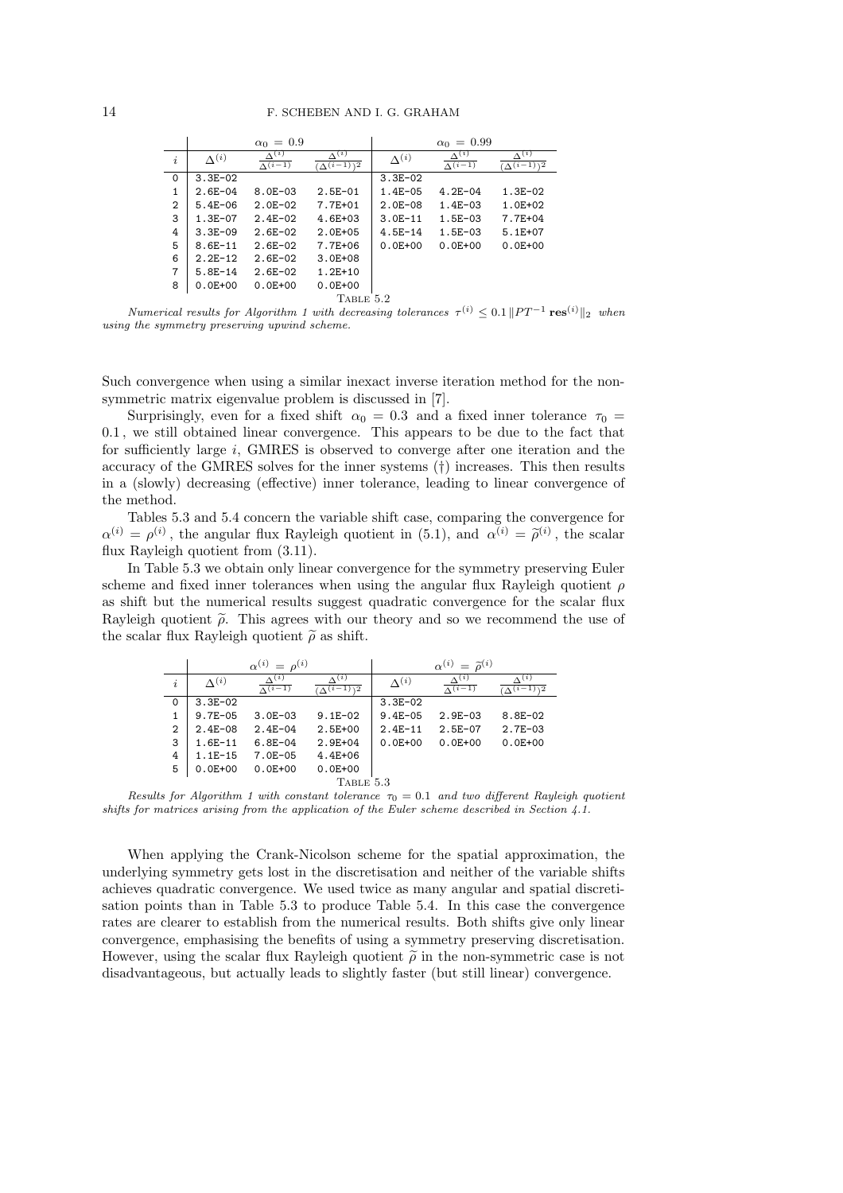| | $\alpha_0 = 0.9$ | | | $\alpha_0 = 0.99$ | | |
|---|---|---|---|---|---|---|
| $i$ | $\Delta^{(i)}$ | $\frac{\Delta^{(i)}}{\Delta^{(i-1)}}$ | $\frac{\Delta^{(i)}}{(\Delta^{(i-1)})^2}$ | $\Delta^{(i)}$ | $\frac{\Delta^{(i)}}{\Delta^{(i-1)}}$ | $\frac{\Delta^{(i)}}{(\Delta^{(i-1)})^2}$ |
| 0 | 3.3E-02 | | | 3.3E-02 | | |
| 1 | 2.6E-04 | 8.0E-03 | 2.5E-01 | 1.4E-05 | 4.2E-04 | 1.3E-02 |
| 2 | 5.4E-06 | 2.0E-02 | 7.7E+01 | 2.0E-08 | 1.4E-03 | 1.0E+02 |
| 3 | 1.3E-07 | 2.4E-02 | 4.6E+03 | 3.0E-11 | 1.5E-03 | 7.7E+04 |
| 4 | 3.3E-09 | 2.6E-02 | 2.0E+05 | 4.5E-14 | 1.5E-03 | 5.1E+07 |
| 5 | 8.6E-11 | 2.6E-02 | 7.7E+06 | 0.0E+00 | 0.0E+00 | 0.0E+00 |
| 6 | 2.2E-12 | 2.6E-02 | 3.0E+08 | | | |
| 7 | 5.8E-14 | 2.6E-02 | 1.2E+10 | | | |
| 8 | 0.0E+00 | 0.0E+00 | 0.0E+00 | | | |

TABLE 5.2

*Numerical results for Algorithm 1 with decreasing tolerances $\tau^{(i)} \leq 0.1 \|PT^{-1}\,\mathbf{res}^{(i)}\|_2$ when using the symmetry preserving upwind scheme.*

Such convergence when using a similar inexact inverse iteration method for the non-symmetric matrix eigenvalue problem is discussed in [7].

Surprisingly, even for a fixed shift $\alpha_0 = 0.3$ and a fixed inner tolerance $\tau_0 = 0.1$, we still obtained linear convergence. This appears to be due to the fact that for sufficiently large $i$, GMRES is observed to converge after one iteration and the accuracy of the GMRES solves for the inner systems (†) increases. This then results in a (slowly) decreasing (effective) inner tolerance, leading to linear convergence of the method.

Tables 5.3 and 5.4 concern the variable shift case, comparing the convergence for $\alpha^{(i)} = \rho^{(i)}$, the angular flux Rayleigh quotient in (5.1), and $\alpha^{(i)} = \widetilde{\rho}^{(i)}$, the scalar flux Rayleigh quotient from (3.11).

In Table 5.3 we obtain only linear convergence for the symmetry preserving Euler scheme and fixed inner tolerances when using the angular flux Rayleigh quotient $\rho$ as shift but the numerical results suggest quadratic convergence for the scalar flux Rayleigh quotient $\widetilde{\rho}$. This agrees with our theory and so we recommend the use of the scalar flux Rayleigh quotient $\widetilde{\rho}$ as shift.

| | $\alpha^{(i)} = \rho^{(i)}$ | | | $\alpha^{(i)} = \widetilde{\rho}^{(i)}$ | | |
|---|---|---|---|---|---|---|
| $i$ | $\Delta^{(i)}$ | $\frac{\Delta^{(i)}}{\Delta^{(i-1)}}$ | $\frac{\Delta^{(i)}}{(\Delta^{(i-1)})^2}$ | $\Delta^{(i)}$ | $\frac{\Delta^{(i)}}{\Delta^{(i-1)}}$ | $\frac{\Delta^{(i)}}{(\Delta^{(i-1)})^2}$ |
| 0 | 3.3E-02 | | | 3.3E-02 | | |
| 1 | 9.7E-05 | 3.0E-03 | 9.1E-02 | 9.4E-05 | 2.9E-03 | 8.8E-02 |
| 2 | 2.4E-08 | 2.4E-04 | 2.5E+00 | 2.4E-11 | 2.5E-07 | 2.7E-03 |
| 3 | 1.6E-11 | 6.8E-04 | 2.9E+04 | 0.0E+00 | 0.0E+00 | 0.0E+00 |
| 4 | 1.1E-15 | 7.0E-05 | 4.4E+06 | | | |
| 5 | 0.0E+00 | 0.0E+00 | 0.0E+00 | | | |

TABLE 5.3

*Results for Algorithm 1 with constant tolerance $\tau_0 = 0.1$ and two different Rayleigh quotient shifts for matrices arising from the application of the Euler scheme described in Section 4.1.*

When applying the Crank-Nicolson scheme for the spatial approximation, the underlying symmetry gets lost in the discretisation and neither of the variable shifts achieves quadratic convergence. We used twice as many angular and spatial discretisation points than in Table 5.3 to produce Table 5.4. In this case the convergence rates are clearer to establish from the numerical results. Both shifts give only linear convergence, emphasising the benefits of using a symmetry preserving discretisation. However, using the scalar flux Rayleigh quotient $\widetilde{\rho}$ in the non-symmetric case is not disadvantageous, but actually leads to slightly faster (but still linear) convergence.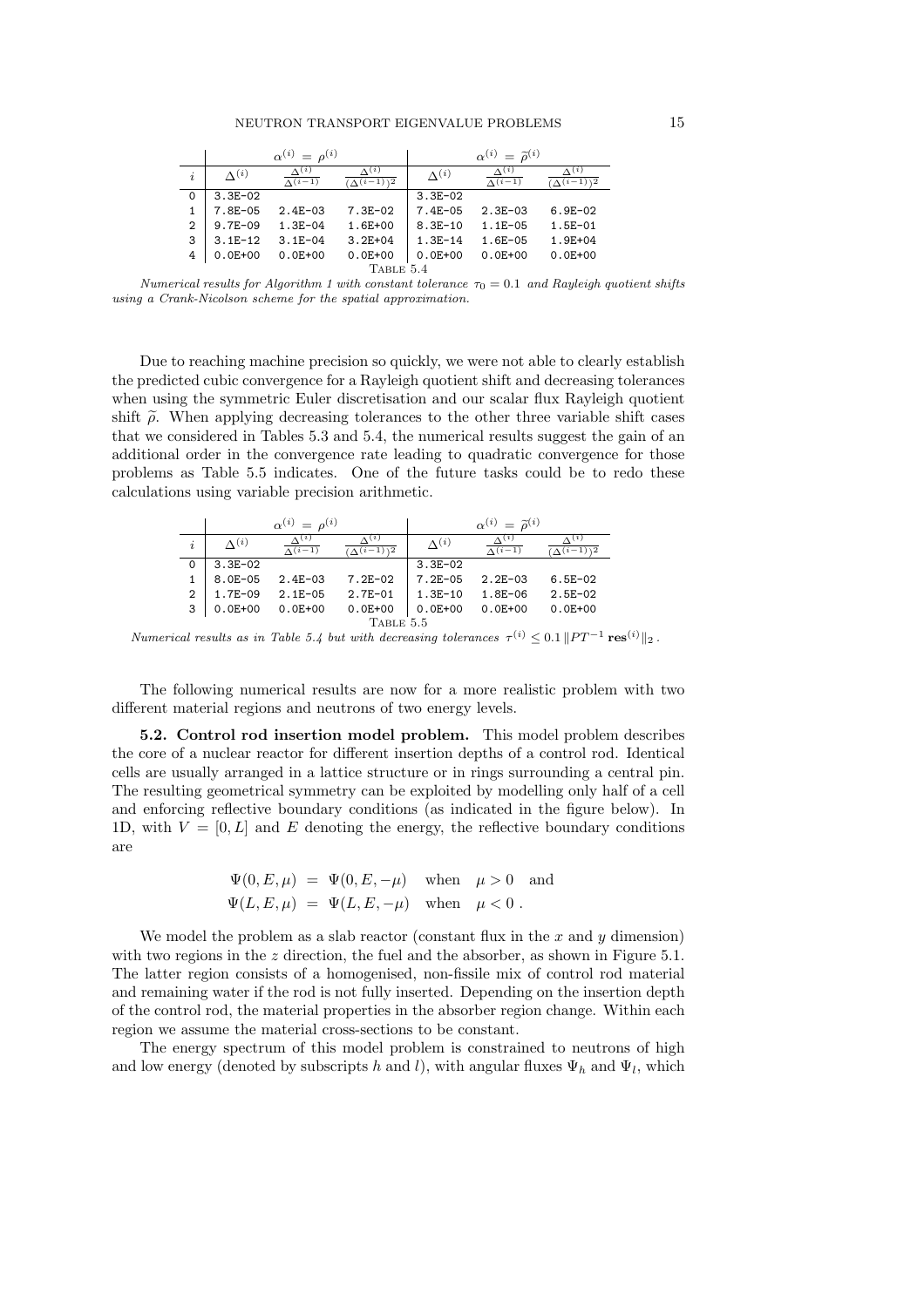| | $\alpha^{(i)} = \rho^{(i)}$ | | | $\alpha^{(i)} = \widetilde{\rho}^{(i)}$ | | |
|---|---|---|---|---|---|---|
| $i$ | $\Delta^{(i)}$ | $\frac{\Delta^{(i)}}{\Delta^{(i-1)}}$ | $\frac{\Delta^{(i)}}{(\Delta^{(i-1)})^2}$ | $\Delta^{(i)}$ | $\frac{\Delta^{(i)}}{\Delta^{(i-1)}}$ | $\frac{\Delta^{(i)}}{(\Delta^{(i-1)})^2}$ |
| 0 | 3.3E-02 | | | 3.3E-02 | | |
| 1 | 7.8E-05 | 2.4E-03 | 7.3E-02 | 7.4E-05 | 2.3E-03 | 6.9E-02 |
| 2 | 9.7E-09 | 1.3E-04 | 1.6E+00 | 8.3E-10 | 1.1E-05 | 1.5E-01 |
| 3 | 3.1E-12 | 3.1E-04 | 3.2E+04 | 1.3E-14 | 1.6E-05 | 1.9E+04 |
| 4 | 0.0E+00 | 0.0E+00 | 0.0E+00 | 0.0E+00 | 0.0E+00 | 0.0E+00 |

TABLE 5.4

*Numerical results for Algorithm 1 with constant tolerance $\tau_0 = 0.1$ and Rayleigh quotient shifts using a Crank-Nicolson scheme for the spatial approximation.*

Due to reaching machine precision so quickly, we were not able to clearly establish the predicted cubic convergence for a Rayleigh quotient shift and decreasing tolerances when using the symmetric Euler discretisation and our scalar flux Rayleigh quotient shift $\widetilde{\rho}$. When applying decreasing tolerances to the other three variable shift cases that we considered in Tables 5.3 and 5.4, the numerical results suggest the gain of an additional order in the convergence rate leading to quadratic convergence for those problems as Table 5.5 indicates. One of the future tasks could be to redo these calculations using variable precision arithmetic.

| | $\alpha^{(i)} = \rho^{(i)}$ | | | $\alpha^{(i)} = \widetilde{\rho}^{(i)}$ | | |
|---|---|---|---|---|---|---|
| $i$ | $\Delta^{(i)}$ | $\frac{\Delta^{(i)}}{\Delta^{(i-1)}}$ | $\frac{\Delta^{(i)}}{(\Delta^{(i-1)})^2}$ | $\Delta^{(i)}$ | $\frac{\Delta^{(i)}}{\Delta^{(i-1)}}$ | $\frac{\Delta^{(i)}}{(\Delta^{(i-1)})^2}$ |
| 0 | 3.3E-02 | | | 3.3E-02 | | |
| 1 | 8.0E-05 | 2.4E-03 | 7.2E-02 | 7.2E-05 | 2.2E-03 | 6.5E-02 |
| 2 | 1.7E-09 | 2.1E-05 | 2.7E-01 | 1.3E-10 | 1.8E-06 | 2.5E-02 |
| 3 | 0.0E+00 | 0.0E+00 | 0.0E+00 | 0.0E+00 | 0.0E+00 | 0.0E+00 |

TABLE 5.5

*Numerical results as in Table 5.4 but with decreasing tolerances $\tau^{(i)} \leq 0.1 \, \|PT^{-1} \, \mathbf{res}^{(i)}\|_2$.*

The following numerical results are now for a more realistic problem with two different material regions and neutrons of two energy levels.

**5.2. Control rod insertion model problem.** This model problem describes the core of a nuclear reactor for different insertion depths of a control rod. Identical cells are usually arranged in a lattice structure or in rings surrounding a central pin. The resulting geometrical symmetry can be exploited by modelling only half of a cell and enforcing reflective boundary conditions (as indicated in the figure below). In 1D, with $V = [0, L]$ and $E$ denoting the energy, the reflective boundary conditions are

$$
\begin{aligned}
\Psi(0, E, \mu) &= \Psi(0, E, -\mu) \quad \text{when} \quad \mu > 0 \quad \text{and} \\
\Psi(L, E, \mu) &= \Psi(L, E, -\mu) \quad \text{when} \quad \mu < 0 \, .
\end{aligned}
$$

We model the problem as a slab reactor (constant flux in the $x$ and $y$ dimension) with two regions in the $z$ direction, the fuel and the absorber, as shown in Figure 5.1. The latter region consists of a homogenised, non-fissile mix of control rod material and remaining water if the rod is not fully inserted. Depending on the insertion depth of the control rod, the material properties in the absorber region change. Within each region we assume the material cross-sections to be constant.

The energy spectrum of this model problem is constrained to neutrons of high and low energy (denoted by subscripts $h$ and $l$), with angular fluxes $\Psi_h$ and $\Psi_l$, which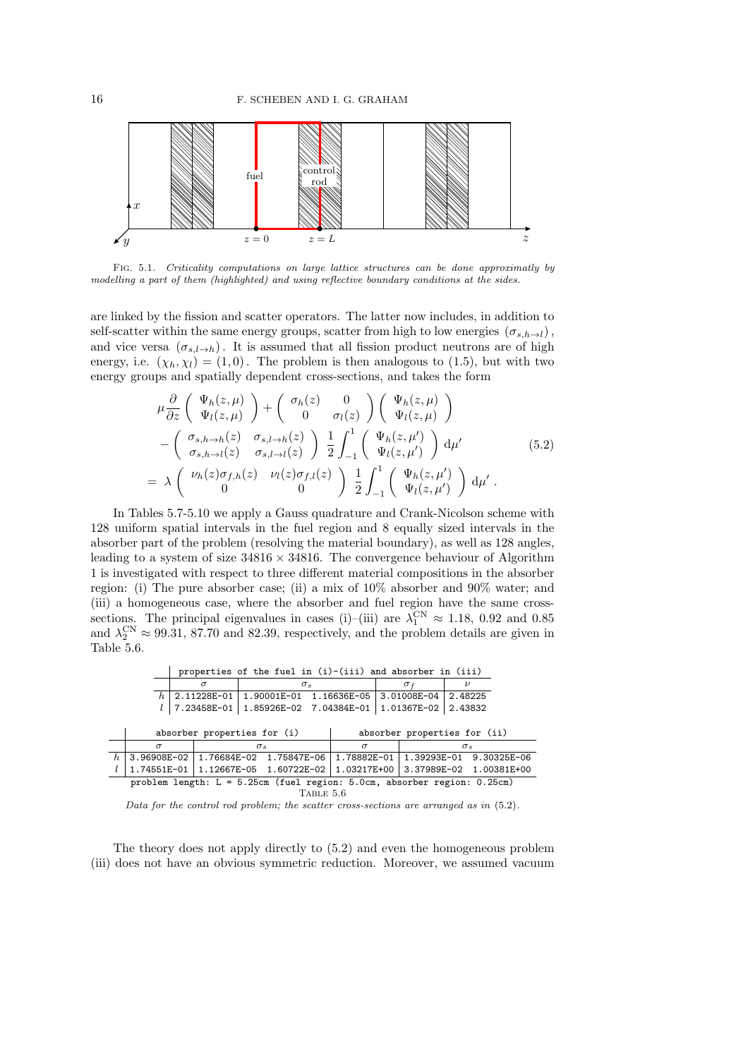Fig. 5.1. *Criticality computations on large lattice structures can be done approximately by modelling a part of them (highlighted) and using reflective boundary conditions at the sides.*

are linked by the fission and scatter operators. The latter now includes, in addition to self-scatter within the same energy groups, scatter from high to low energies $(\sigma_{s,h\to l})$, and vice versa $(\sigma_{s,l\to h})$. It is assumed that all fission product neutrons are of high energy, i.e. $(\chi_h,\chi_l)=(1,0)$. The problem is then analogous to (1.5), but with two energy groups and spatially dependent cross-sections, and takes the form

$$
\begin{aligned}
&\mu\frac{\partial}{\partial z}\begin{pmatrix}\Psi_h(z,\mu)\\ \Psi_l(z,\mu)\end{pmatrix}+\begin{pmatrix}\sigma_h(z) & 0\\ 0 & \sigma_l(z)\end{pmatrix}\begin{pmatrix}\Psi_h(z,\mu)\\ \Psi_l(z,\mu)\end{pmatrix}\\
&\quad-\begin{pmatrix}\sigma_{s,h\to h}(z) & \sigma_{s,l\to h}(z)\\ \sigma_{s,h\to l}(z) & \sigma_{s,l\to l}(z)\end{pmatrix}\frac{1}{2}\int_{-1}^{1}\begin{pmatrix}\Psi_h(z,\mu')\\ \Psi_l(z,\mu')\end{pmatrix}\mathrm{d}\mu' \\
&=\ \lambda\begin{pmatrix}\nu_h(z)\sigma_{f,h}(z) & \nu_l(z)\sigma_{f,l}(z)\\ 0 & 0\end{pmatrix}\frac{1}{2}\int_{-1}^{1}\begin{pmatrix}\Psi_h(z,\mu')\\ \Psi_l(z,\mu')\end{pmatrix}\mathrm{d}\mu'\,.
\end{aligned}
\tag{5.2}
$$

In Tables 5.7-5.10 we apply a Gauss quadrature and Crank-Nicolson scheme with 128 uniform spatial intervals in the fuel region and 8 equally sized intervals in the absorber part of the problem (resolving the material boundary), as well as 128 angles, leading to a system of size $34816\times 34816$. The convergence behaviour of Algorithm 1 is investigated with respect to three different material compositions in the absorber region: (i) The pure absorber case; (ii) a mix of 10% absorber and 90% water; and (iii) a homogeneous case, where the absorber and fuel region have the same cross-sections. The principal eigenvalues in cases (i)–(iii) are $\lambda_1^{\mathrm{CN}}\approx 1.18$, 0.92 and 0.85 and $\lambda_2^{\mathrm{CN}}\approx 99.31$, 87.70 and 82.39, respectively, and the problem details are given in Table 5.6.

| | properties of the fuel in (i)-(iii) and absorber in (iii) | | | | |
|---|---|---|---|---|---|
| | $\sigma$ | $\sigma_s$ | | $\sigma_f$ | $\nu$ |
| $h$ | 2.11228E-01 | 1.90001E-01 | 1.16636E-05 | 3.01008E-04 | 2.48225 |
| $l$ | 7.23458E-01 | 1.85926E-02 | 7.04384E-01 | 1.01367E-02 | 2.43832 |

| | absorber properties for (i) | | | absorber properties for (ii) | | |
|---|---|---|---|---|---|---|
| | $\sigma$ | $\sigma_s$ | | $\sigma$ | $\sigma_s$ | |
| $h$ | 3.96908E-02 | 1.76684E-02 | 1.75847E-06 | 1.78882E-01 | 1.39293E-01 | 9.30325E-06 |
| $l$ | 1.74551E-01 | 1.12667E-05 | 1.60722E-02 | 1.03217E+00 | 3.37989E-02 | 1.00381E+00 |

problem length: L = 5.25cm (fuel region: 5.0cm, absorber region: 0.25cm)

Table 5.6

*Data for the control rod problem; the scatter cross-sections are arranged as in* (5.2).

The theory does not apply directly to (5.2) and even the homogeneous problem (iii) does not have an obvious symmetric reduction. Moreover, we assumed vacuum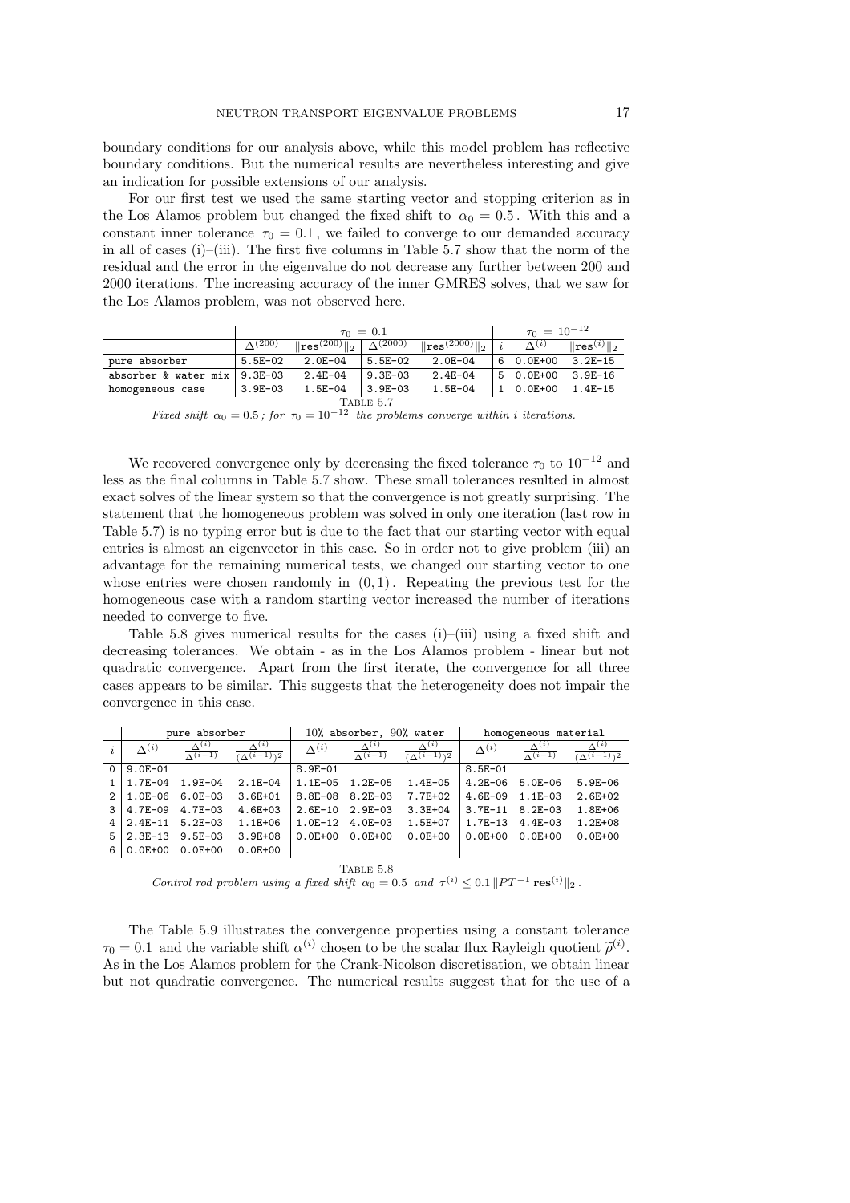boundary conditions for our analysis above, while this model problem has reflective boundary conditions. But the numerical results are nevertheless interesting and give an indication for possible extensions of our analysis.

For our first test we used the same starting vector and stopping criterion as in the Los Alamos problem but changed the fixed shift to $\alpha_0 = 0.5$. With this and a constant inner tolerance $\tau_0 = 0.1$, we failed to converge to our demanded accuracy in all of cases (i)–(iii). The first five columns in Table 5.7 show that the norm of the residual and the error in the eigenvalue do not decrease any further between 200 and 2000 iterations. The increasing accuracy of the inner GMRES solves, that we saw for the Los Alamos problem, was not observed here.

| | $\tau_0 = 0.1$ | | | | $\tau_0 = 10^{-12}$ | | |
|---|---|---|---|---|---|---|---|
| | $\Delta^{(200)}$ | $\Vert\mathbf{res}^{(200)}\Vert_2$ | $\Delta^{(2000)}$ | $\Vert\mathbf{res}^{(2000)}\Vert_2$ | $i$ | $\Delta^{(i)}$ | $\Vert\mathbf{res}^{(i)}\Vert_2$ |
| pure absorber | 5.5E-02 | 2.0E-04 | 5.5E-02 | 2.0E-04 | 6 | 0.0E+00 | 3.2E-15 |
| absorber & water mix | 9.3E-03 | 2.4E-04 | 9.3E-03 | 2.4E-04 | 5 | 0.0E+00 | 3.9E-16 |
| homogeneous case | 3.9E-03 | 1.5E-04 | 3.9E-03 | 1.5E-04 | 1 | 0.0E+00 | 1.4E-15 |

Table 5.7

*Fixed shift $\alpha_0 = 0.5$; for $\tau_0 = 10^{-12}$ the problems converge within $i$ iterations.*

We recovered convergence only by decreasing the fixed tolerance $\tau_0$ to $10^{-12}$ and less as the final columns in Table 5.7 show. These small tolerances resulted in almost exact solves of the linear system so that the convergence is not greatly surprising. The statement that the homogeneous problem was solved in only one iteration (last row in Table 5.7) is no typing error but is due to the fact that our starting vector with equal entries is almost an eigenvector in this case. So in order not to give problem (iii) an advantage for the remaining numerical tests, we changed our starting vector to one whose entries were chosen randomly in $(0, 1)$. Repeating the previous test for the homogeneous case with a random starting vector increased the number of iterations needed to converge to five.

Table 5.8 gives numerical results for the cases (i)–(iii) using a fixed shift and decreasing tolerances. We obtain - as in the Los Alamos problem - linear but not quadratic convergence. Apart from the first iterate, the convergence for all three cases appears to be similar. This suggests that the heterogeneity does not impair the convergence in this case.

| | pure absorber | | | 10% absorber, 90% water | | | homogeneous material | | |
|---|---|---|---|---|---|---|---|---|---|
| $i$ | $\Delta^{(i)}$ | $\frac{\Delta^{(i)}}{\Delta^{(i-1)}}$ | $\frac{\Delta^{(i)}}{(\Delta^{(i-1)})^2}$ | $\Delta^{(i)}$ | $\frac{\Delta^{(i)}}{\Delta^{(i-1)}}$ | $\frac{\Delta^{(i)}}{(\Delta^{(i-1)})^2}$ | $\Delta^{(i)}$ | $\frac{\Delta^{(i)}}{\Delta^{(i-1)}}$ | $\frac{\Delta^{(i)}}{(\Delta^{(i-1)})^2}$ |
| 0 | 9.0E-01 | | | 8.9E-01 | | | 8.5E-01 | | |
| 1 | 1.7E-04 | 1.9E-04 | 2.1E-04 | 1.1E-05 | 1.2E-05 | 1.4E-05 | 4.2E-06 | 5.0E-06 | 5.9E-06 |
| 2 | 1.0E-06 | 6.0E-03 | 3.6E+01 | 8.8E-08 | 8.2E-03 | 7.7E+02 | 4.6E-09 | 1.1E-03 | 2.6E+02 |
| 3 | 4.7E-09 | 4.7E-03 | 4.6E+03 | 2.6E-10 | 2.9E-03 | 3.3E+04 | 3.7E-11 | 8.2E-03 | 1.8E+06 |
| 4 | 2.4E-11 | 5.2E-03 | 1.1E+06 | 1.0E-12 | 4.0E-03 | 1.5E+07 | 1.7E-13 | 4.4E-03 | 1.2E+08 |
| 5 | 2.3E-13 | 9.5E-03 | 3.9E+08 | 0.0E+00 | 0.0E+00 | 0.0E+00 | 0.0E+00 | 0.0E+00 | 0.0E+00 |
| 6 | 0.0E+00 | 0.0E+00 | 0.0E+00 | | | | | | |

Table 5.8

*Control rod problem using a fixed shift $\alpha_0 = 0.5$ and $\tau^{(i)} \le 0.1\,\Vert PT^{-1}\,\mathbf{res}^{(i)}\Vert_2$.*

The Table 5.9 illustrates the convergence properties using a constant tolerance $\tau_0 = 0.1$ and the variable shift $\alpha^{(i)}$ chosen to be the scalar flux Rayleigh quotient $\widetilde{\rho}^{(i)}$. As in the Los Alamos problem for the Crank-Nicolson discretisation, we obtain linear but not quadratic convergence. The numerical results suggest that for the use of a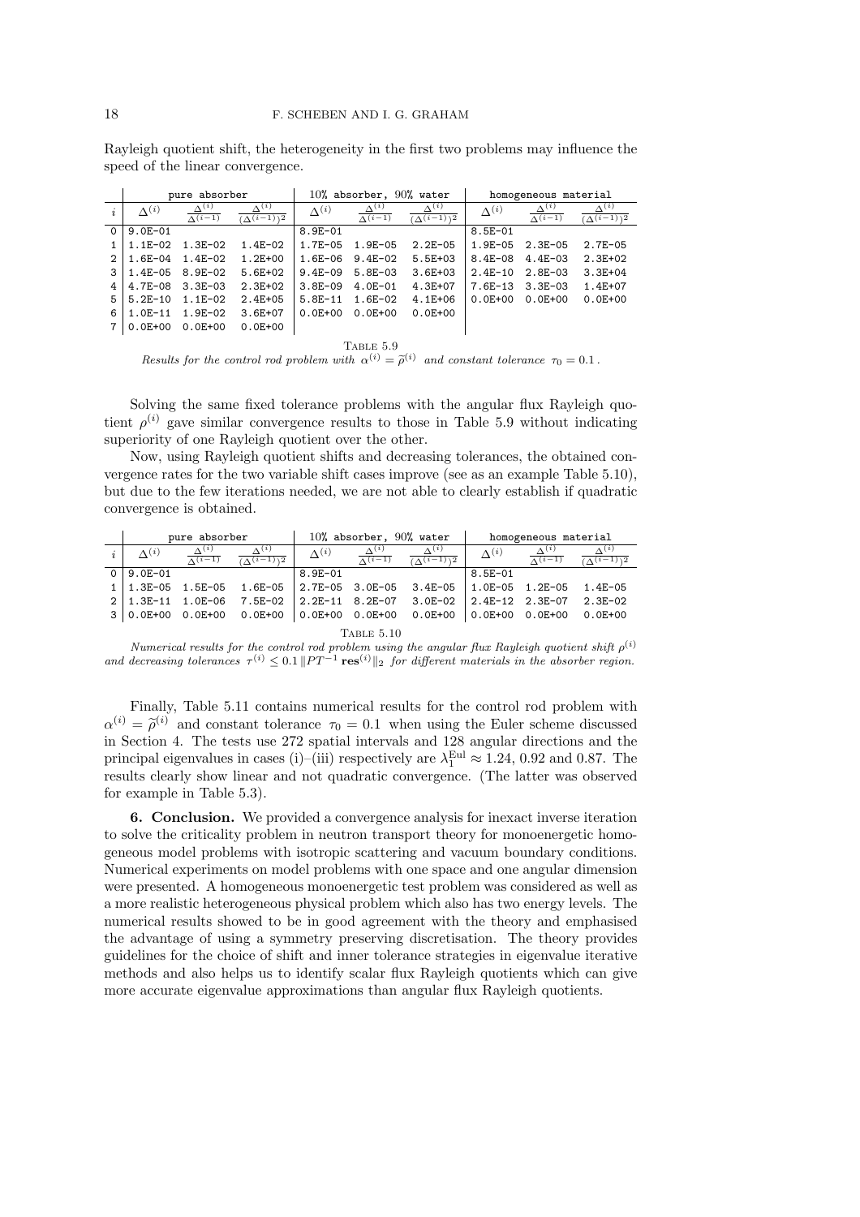Rayleigh quotient shift, the heterogeneity in the first two problems may influence the speed of the linear convergence.

| | pure absorber | | | 10% absorber, 90% water | | | homogeneous material | | |
|---|---|---|---|---|---|---|---|---|---|
| $i$ | $\Delta^{(i)}$ | $\frac{\Delta^{(i)}}{\Delta^{(i-1)}}$ | $\frac{\Delta^{(i)}}{(\Delta^{(i-1)})^2}$ | $\Delta^{(i)}$ | $\frac{\Delta^{(i)}}{\Delta^{(i-1)}}$ | $\frac{\Delta^{(i)}}{(\Delta^{(i-1)})^2}$ | $\Delta^{(i)}$ | $\frac{\Delta^{(i)}}{\Delta^{(i-1)}}$ | $\frac{\Delta^{(i)}}{(\Delta^{(i-1)})^2}$ |
| 0 | 9.0E-01 | | | 8.9E-01 | | | 8.5E-01 | | |
| 1 | 1.1E-02 | 1.3E-02 | 1.4E-02 | 1.7E-05 | 1.9E-05 | 2.2E-05 | 1.9E-05 | 2.3E-05 | 2.7E-05 |
| 2 | 1.6E-04 | 1.4E-02 | 1.2E+00 | 1.6E-06 | 9.4E-02 | 5.5E+03 | 8.4E-08 | 4.4E-03 | 2.3E+02 |
| 3 | 1.4E-05 | 8.9E-02 | 5.6E+02 | 9.4E-09 | 5.8E-03 | 3.6E+03 | 2.4E-10 | 2.8E-03 | 3.3E+04 |
| 4 | 4.7E-08 | 3.3E-03 | 2.3E+02 | 3.8E-09 | 4.0E-01 | 4.3E+07 | 7.6E-13 | 3.3E-03 | 1.4E+07 |
| 5 | 5.2E-10 | 1.1E-02 | 2.4E+05 | 5.8E-11 | 1.6E-02 | 4.1E+06 | 0.0E+00 | 0.0E+00 | 0.0E+00 |
| 6 | 1.0E-11 | 1.9E-02 | 3.6E+07 | 0.0E+00 | 0.0E+00 | 0.0E+00 | | | |
| 7 | 0.0E+00 | 0.0E+00 | 0.0E+00 | | | | | | |

Table 5.9

*Results for the control rod problem with $\alpha^{(i)} = \widetilde{\rho}^{(i)}$ and constant tolerance $\tau_0 = 0.1$.*

Solving the same fixed tolerance problems with the angular flux Rayleigh quotient $\rho^{(i)}$ gave similar convergence results to those in Table 5.9 without indicating superiority of one Rayleigh quotient over the other.

Now, using Rayleigh quotient shifts and decreasing tolerances, the obtained convergence rates for the two variable shift cases improve (see as an example Table 5.10), but due to the few iterations needed, we are not able to clearly establish if quadratic convergence is obtained.

| | pure absorber | | | 10% absorber, 90% water | | | homogeneous material | | |
|---|---|---|---|---|---|---|---|---|---|
| $i$ | $\Delta^{(i)}$ | $\frac{\Delta^{(i)}}{\Delta^{(i-1)}}$ | $\frac{\Delta^{(i)}}{(\Delta^{(i-1)})^2}$ | $\Delta^{(i)}$ | $\frac{\Delta^{(i)}}{\Delta^{(i-1)}}$ | $\frac{\Delta^{(i)}}{(\Delta^{(i-1)})^2}$ | $\Delta^{(i)}$ | $\frac{\Delta^{(i)}}{\Delta^{(i-1)}}$ | $\frac{\Delta^{(i)}}{(\Delta^{(i-1)})^2}$ |
| 0 | 9.0E-01 | | | 8.9E-01 | | | 8.5E-01 | | |
| 1 | 1.3E-05 | 1.5E-05 | 1.6E-05 | 2.7E-05 | 3.0E-05 | 3.4E-05 | 1.0E-05 | 1.2E-05 | 1.4E-05 |
| 2 | 1.3E-11 | 1.0E-06 | 7.5E-02 | 2.2E-11 | 8.2E-07 | 3.0E-02 | 2.4E-12 | 2.3E-07 | 2.3E-02 |
| 3 | 0.0E+00 | 0.0E+00 | 0.0E+00 | 0.0E+00 | 0.0E+00 | 0.0E+00 | 0.0E+00 | 0.0E+00 | 0.0E+00 |

Table 5.10

*Numerical results for the control rod problem using the angular flux Rayleigh quotient shift $\rho^{(i)}$ and decreasing tolerances $\tau^{(i)} \leq 0.1 \|PT^{-1}\,\mathbf{res}^{(i)}\|_2$ for different materials in the absorber region.*

Finally, Table 5.11 contains numerical results for the control rod problem with $\alpha^{(i)} = \widetilde{\rho}^{(i)}$ and constant tolerance $\tau_0 = 0.1$ when using the Euler scheme discussed in Section 4. The tests use 272 spatial intervals and 128 angular directions and the principal eigenvalues in cases (i)–(iii) respectively are $\lambda_1^{\mathrm{Eul}} \approx 1.24$, 0.92 and 0.87. The results clearly show linear and not quadratic convergence. (The latter was observed for example in Table 5.3).

**6. Conclusion.** We provided a convergence analysis for inexact inverse iteration to solve the criticality problem in neutron transport theory for monoenergetic homogeneous model problems with isotropic scattering and vacuum boundary conditions. Numerical experiments on model problems with one space and one angular dimension were presented. A homogeneous monoenergetic test problem was considered as well as a more realistic heterogeneous physical problem which also has two energy levels. The numerical results showed to be in good agreement with the theory and emphasised the advantage of using a symmetry preserving discretisation. The theory provides guidelines for the choice of shift and inner tolerance strategies in eigenvalue iterative methods and also helps us to identify scalar flux Rayleigh quotients which can give more accurate eigenvalue approximations than angular flux Rayleigh quotients.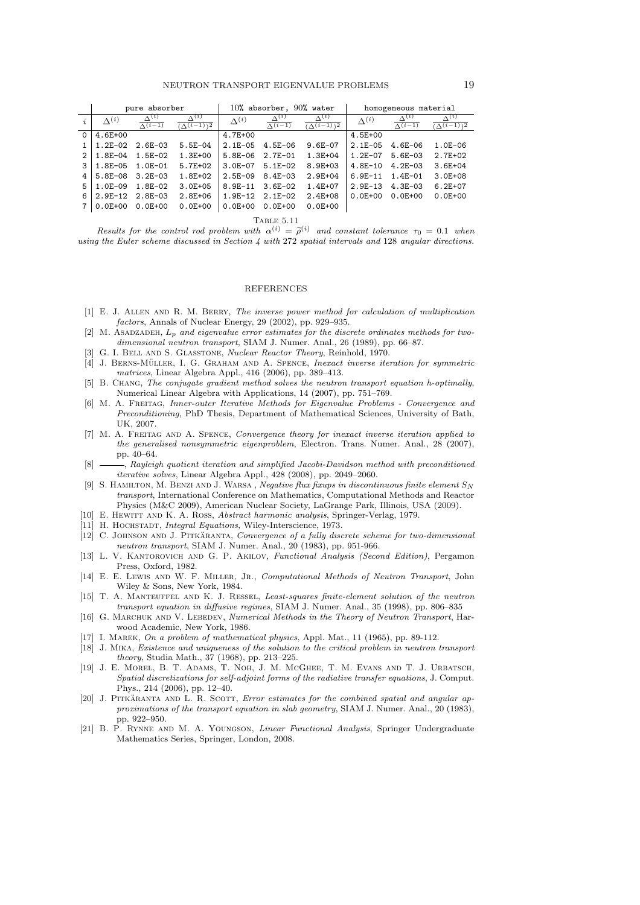| $i$ | pure absorber | | | 10% absorber, 90% water | | | homogeneous material | | |
|---|---|---|---|---|---|---|---|---|---|
| | $\Delta^{(i)}$ | $\frac{\Delta^{(i)}}{\Delta^{(i-1)}}$ | $\frac{\Delta^{(i)}}{(\Delta^{(i-1)})^2}$ | $\Delta^{(i)}$ | $\frac{\Delta^{(i)}}{\Delta^{(i-1)}}$ | $\frac{\Delta^{(i)}}{(\Delta^{(i-1)})^2}$ | $\Delta^{(i)}$ | $\frac{\Delta^{(i)}}{\Delta^{(i-1)}}$ | $\frac{\Delta^{(i)}}{(\Delta^{(i-1)})^2}$ |
| 0 | 4.6E+00 | | | 4.7E+00 | | | 4.5E+00 | | |
| 1 | 1.2E-02 | 2.6E-03 | 5.5E-04 | 2.1E-05 | 4.5E-06 | 9.6E-07 | 2.1E-05 | 4.6E-06 | 1.0E-06 |
| 2 | 1.8E-04 | 1.5E-02 | 1.3E+00 | 5.8E-06 | 2.7E-01 | 1.3E+04 | 1.2E-07 | 5.6E-03 | 2.7E+02 |
| 3 | 1.8E-05 | 1.0E-01 | 5.7E+02 | 3.0E-07 | 5.1E-02 | 8.9E+03 | 4.8E-10 | 4.2E-03 | 3.6E+04 |
| 4 | 5.8E-08 | 3.2E-03 | 1.8E+02 | 2.5E-09 | 8.4E-03 | 2.9E+04 | 6.9E-11 | 1.4E-01 | 3.0E+08 |
| 5 | 1.0E-09 | 1.8E-02 | 3.0E+05 | 8.9E-11 | 3.6E-02 | 1.4E+07 | 2.9E-13 | 4.3E-03 | 6.2E+07 |
| 6 | 2.9E-12 | 2.8E-03 | 2.8E+06 | 1.9E-12 | 2.1E-02 | 2.4E+08 | 0.0E+00 | 0.0E+00 | 0.0E+00 |
| 7 | 0.0E+00 | 0.0E+00 | 0.0E+00 | 0.0E+00 | 0.0E+00 | 0.0E+00 | | | |

Table 5.11

*Results for the control rod problem with* $\alpha^{(i)} = \widetilde{\rho}^{(i)}$ *and constant tolerance* $\tau_0 = 0.1$ *when using the Euler scheme discussed in Section 4 with* 272 *spatial intervals and* 128 *angular directions.*

## REFERENCES

[1] E. J. Allen and R. M. Berry, *The inverse power method for calculation of multiplication factors*, Annals of Nuclear Energy, 29 (2002), pp. 929–935.

[2] M. Asadzadeh, *$L_p$ and eigenvalue error estimates for the discrete ordinates methods for two-dimensional neutron transport*, SIAM J. Numer. Anal., 26 (1989), pp. 66–87.

[3] G. I. Bell and S. Glasstone, *Nuclear Reactor Theory*, Reinhold, 1970.

[4] J. Berns-Müller, I. G. Graham and A. Spence, *Inexact inverse iteration for symmetric matrices*, Linear Algebra Appl., 416 (2006), pp. 389–413.

[5] B. Chang, *The conjugate gradient method solves the neutron transport equation h-optimally*, Numerical Linear Algebra with Applications, 14 (2007), pp. 751–769.

[6] M. A. Freitag, *Inner-outer Iterative Methods for Eigenvalue Problems - Convergence and Preconditioning*, PhD Thesis, Department of Mathematical Sciences, University of Bath, UK, 2007.

[7] M. A. Freitag and A. Spence, *Convergence theory for inexact inverse iteration applied to the generalised nonsymmetric eigenproblem*, Electron. Trans. Numer. Anal., 28 (2007), pp. 40–64.

[8] ———, *Rayleigh quotient iteration and simplified Jacobi-Davidson method with preconditioned iterative solves*, Linear Algebra Appl., 428 (2008), pp. 2049–2060.

[9] S. Hamilton, M. Benzi and J. Warsa , *Negative flux fixups in discontinuous finite element $S_N$ transport*, International Conference on Mathematics, Computational Methods and Reactor Physics (M&C 2009), American Nuclear Society, LaGrange Park, Illinois, USA (2009).

[10] E. Hewitt and K. A. Ross, *Abstract harmonic analysis*, Springer-Verlag, 1979.

[11] H. Hochstadt, *Integral Equations*, Wiley-Interscience, 1973.

[12] C. Johnson and J. Pitkäranta, *Convergence of a fully discrete scheme for two-dimensional neutron transport*, SIAM J. Numer. Anal., 20 (1983), pp. 951-966.

[13] L. V. Kantorovich and G. P. Akilov, *Functional Analysis (Second Edition)*, Pergamon Press, Oxford, 1982.

[14] E. E. Lewis and W. F. Miller, Jr., *Computational Methods of Neutron Transport*, John Wiley & Sons, New York, 1984.

[15] T. A. Manteuffel and K. J. Ressel, *Least-squares finite-element solution of the neutron transport equation in diffusive regimes*, SIAM J. Numer. Anal., 35 (1998), pp. 806–835

[16] G. Marchuk and V. Lebedev, *Numerical Methods in the Theory of Neutron Transport*, Harwood Academic, New York, 1986.

[17] I. Marek, *On a problem of mathematical physics*, Appl. Mat., 11 (1965), pp. 89-112.

[18] J. Mika, *Existence and uniqueness of the solution to the critical problem in neutron transport theory*, Studia Math., 37 (1968), pp. 213–225.

[19] J. E. Morel, B. T. Adams, T. Noh, J. M. McGhee, T. M. Evans and T. J. Urbatsch, *Spatial discretizations for self-adjoint forms of the radiative transfer equations*, J. Comput. Phys., 214 (2006), pp. 12–40.

[20] J. Pitkäranta and L. R. Scott, *Error estimates for the combined spatial and angular approximations of the transport equation in slab geometry*, SIAM J. Numer. Anal., 20 (1983), pp. 922–950.

[21] B. P. Rynne and M. A. Youngson, *Linear Functional Analysis*, Springer Undergraduate Mathematics Series, Springer, London, 2008.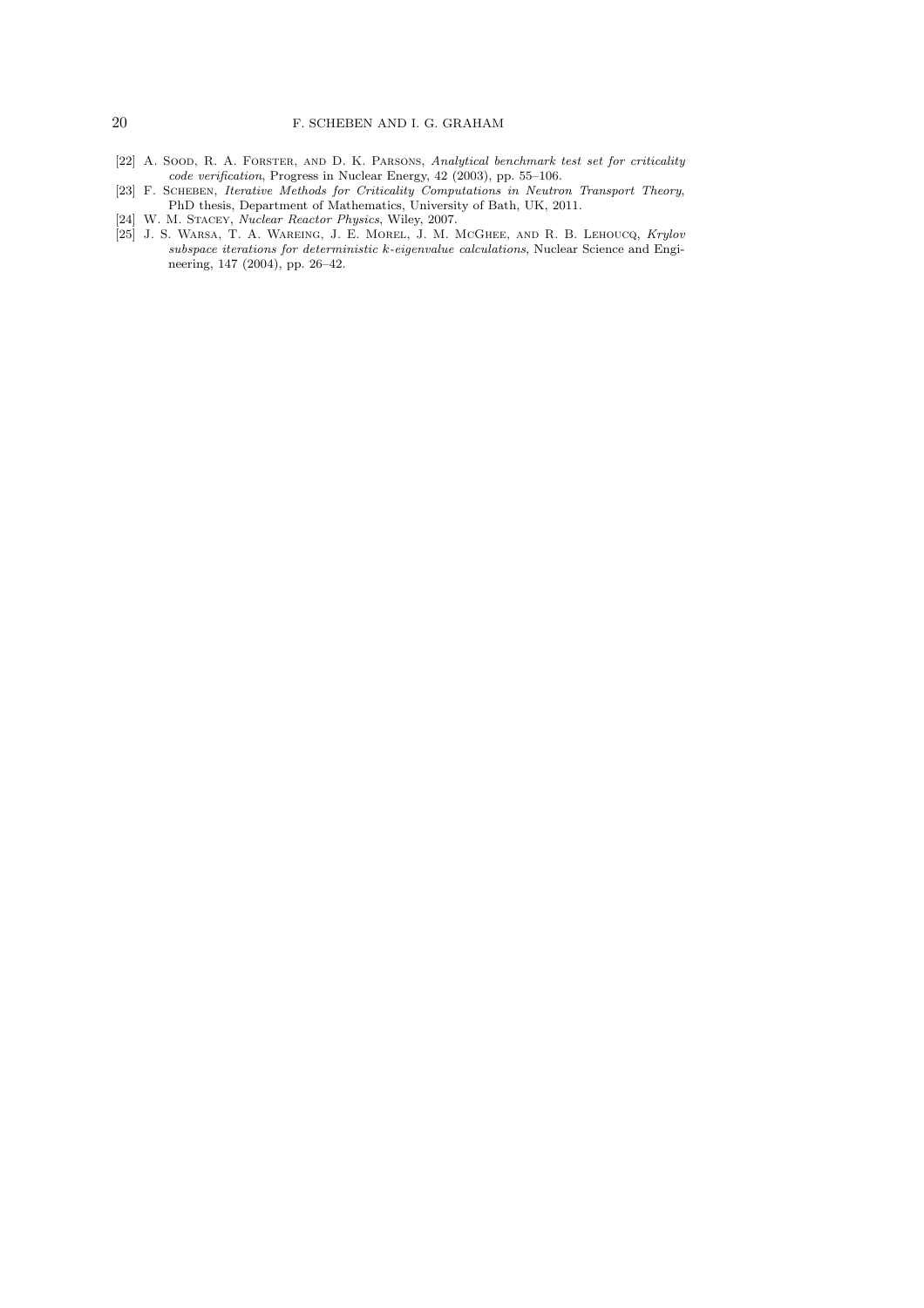[22] A. Sood, R. A. Forster, and D. K. Parsons, *Analytical benchmark test set for criticality code verification*, Progress in Nuclear Energy, 42 (2003), pp. 55–106.

[23] F. Scheben, *Iterative Methods for Criticality Computations in Neutron Transport Theory*, PhD thesis, Department of Mathematics, University of Bath, UK, 2011.

[24] W. M. Stacey, *Nuclear Reactor Physics*, Wiley, 2007.

[25] J. S. Warsa, T. A. Wareing, J. E. Morel, J. M. McGhee, and R. B. Lehoucq, *Krylov subspace iterations for deterministic k-eigenvalue calculations*, Nuclear Science and Engineering, 147 (2004), pp. 26–42.